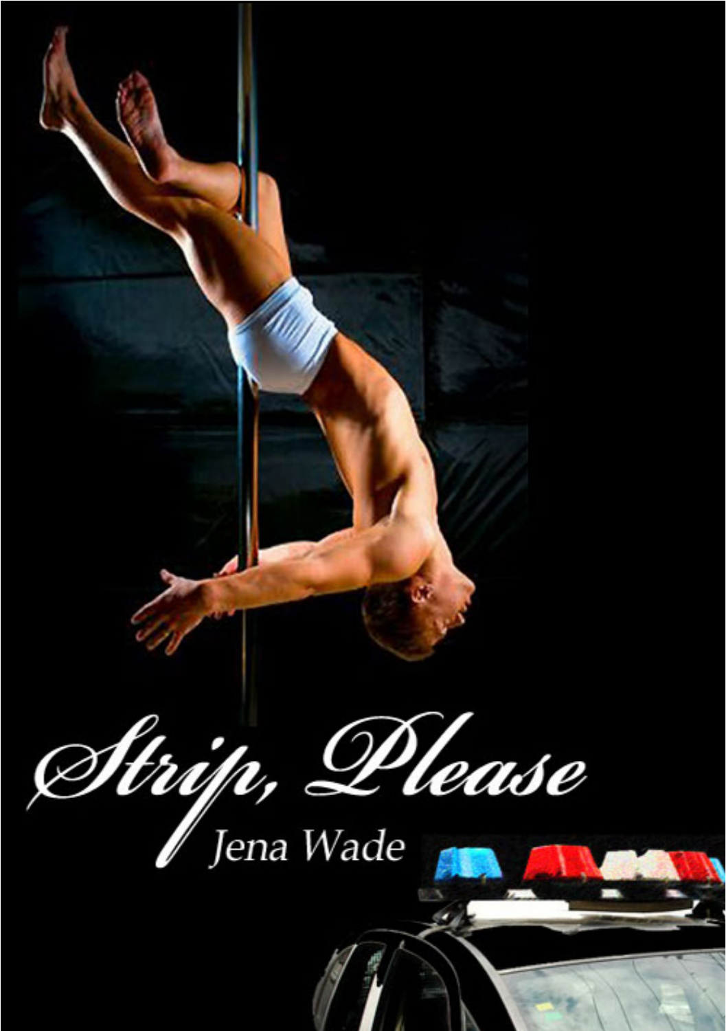# Strip, Please

Jena Wade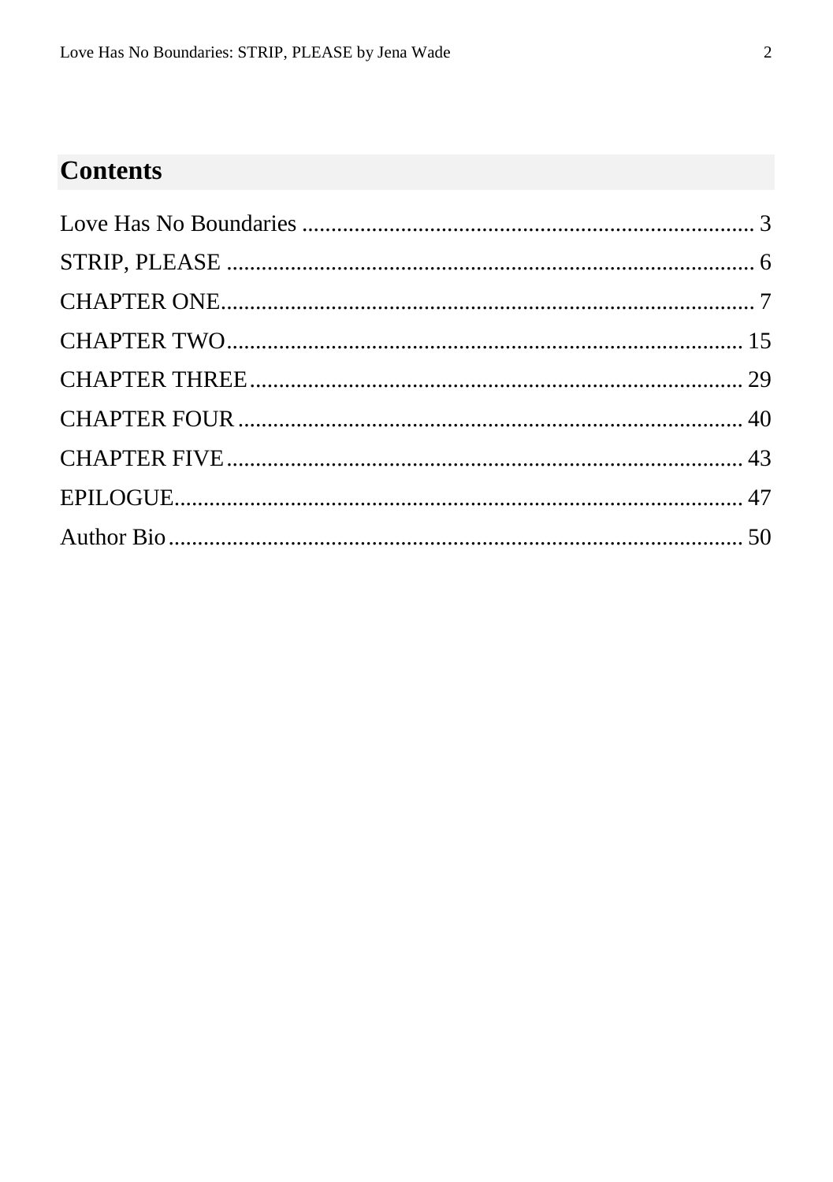## Contents

Love Has No Boundaries ........................................................................... 3
STRIP, PLEASE ........................................................................................ 6
CHAPTER ONE.......................................................................................... 7
CHAPTER TWO........................................................................................ 15
CHAPTER THREE.................................................................................... 29
CHAPTER FOUR...................................................................................... 40
CHAPTER FIVE......................................................................................... 43
EPILOGUE................................................................................................. 47
Author Bio.................................................................................................. 50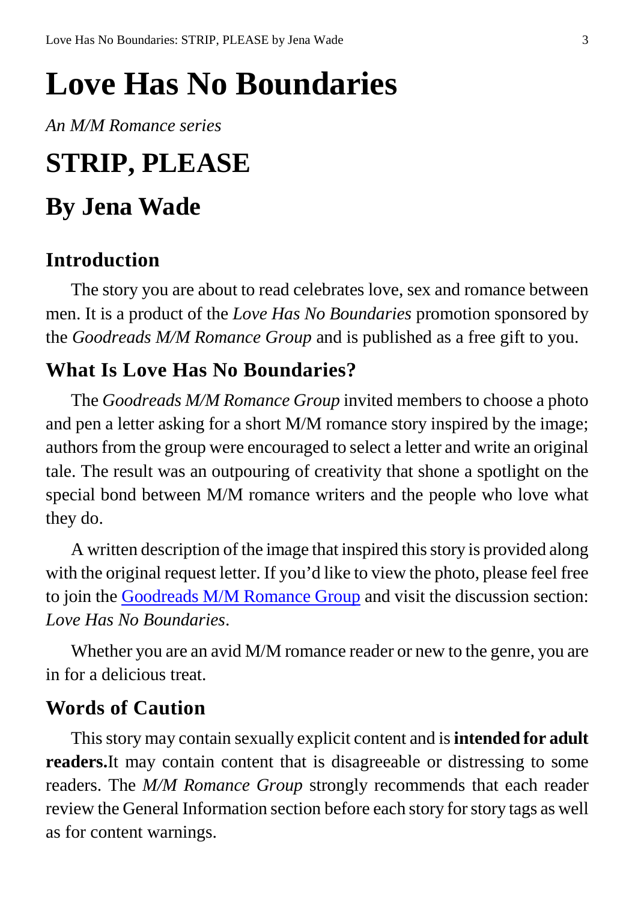# Love Has No Boundaries

*An M/M Romance series*

# STRIP, PLEASE

## By Jena Wade

### Introduction

The story you are about to read celebrates love, sex and romance between men. It is a product of the *Love Has No Boundaries* promotion sponsored by the *Goodreads M/M Romance Group* and is published as a free gift to you.

### What Is Love Has No Boundaries?

The *Goodreads M/M Romance Group* invited members to choose a photo and pen a letter asking for a short M/M romance story inspired by the image; authors from the group were encouraged to select a letter and write an original tale. The result was an outpouring of creativity that shone a spotlight on the special bond between M/M romance writers and the people who love what they do.

A written description of the image that inspired this story is provided along with the original request letter. If you'd like to view the photo, please feel free to join the Goodreads M/M Romance Group and visit the discussion section: *Love Has No Boundaries*.

Whether you are an avid M/M romance reader or new to the genre, you are in for a delicious treat.

### Words of Caution

This story may contain sexually explicit content and is **intended for adult readers.**It may contain content that is disagreeable or distressing to some readers. The *M/M Romance Group* strongly recommends that each reader review the General Information section before each story for story tags as well as for content warnings.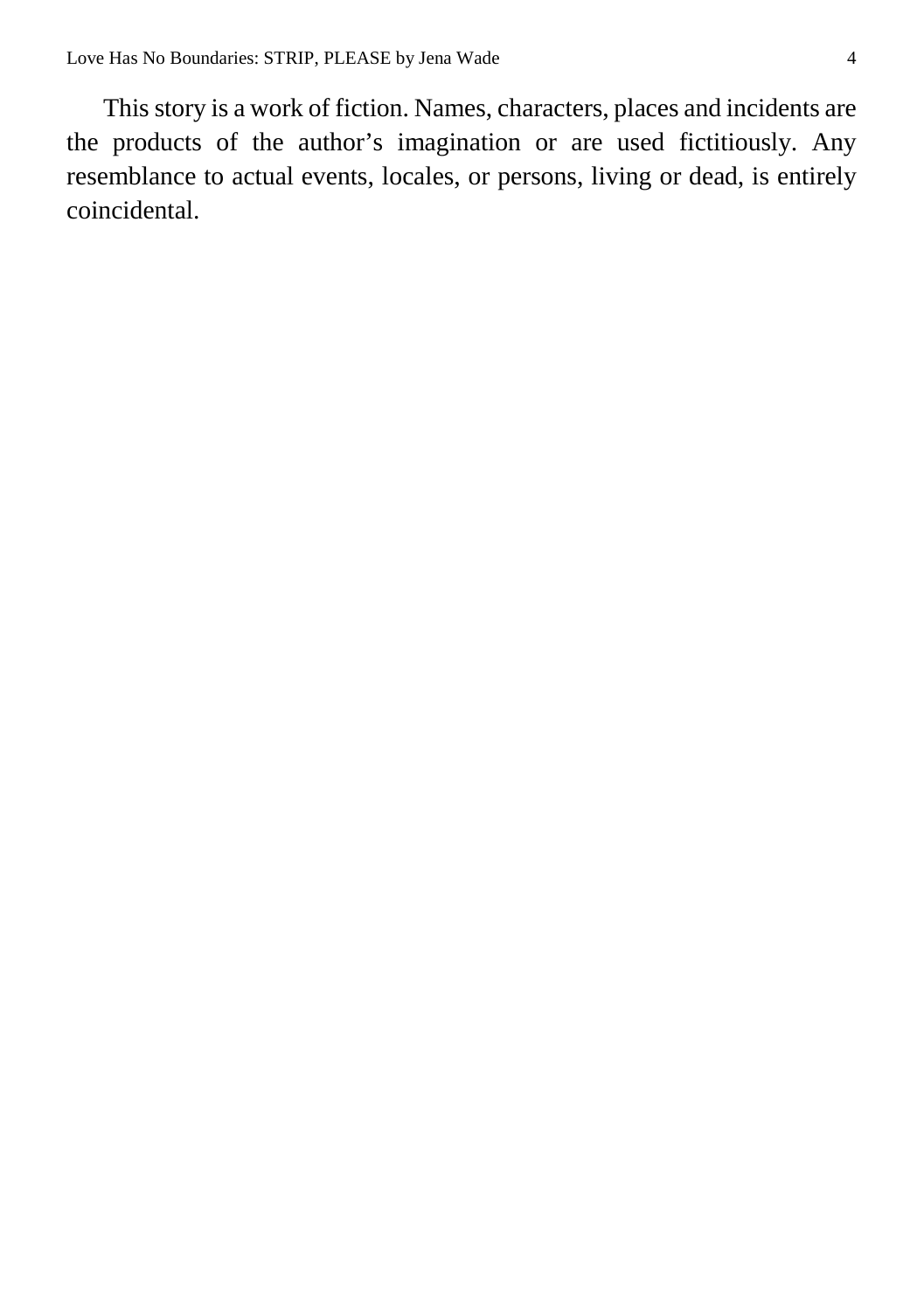This story is a work of fiction. Names, characters, places and incidents are the products of the author's imagination or are used fictitiously. Any resemblance to actual events, locales, or persons, living or dead, is entirely coincidental.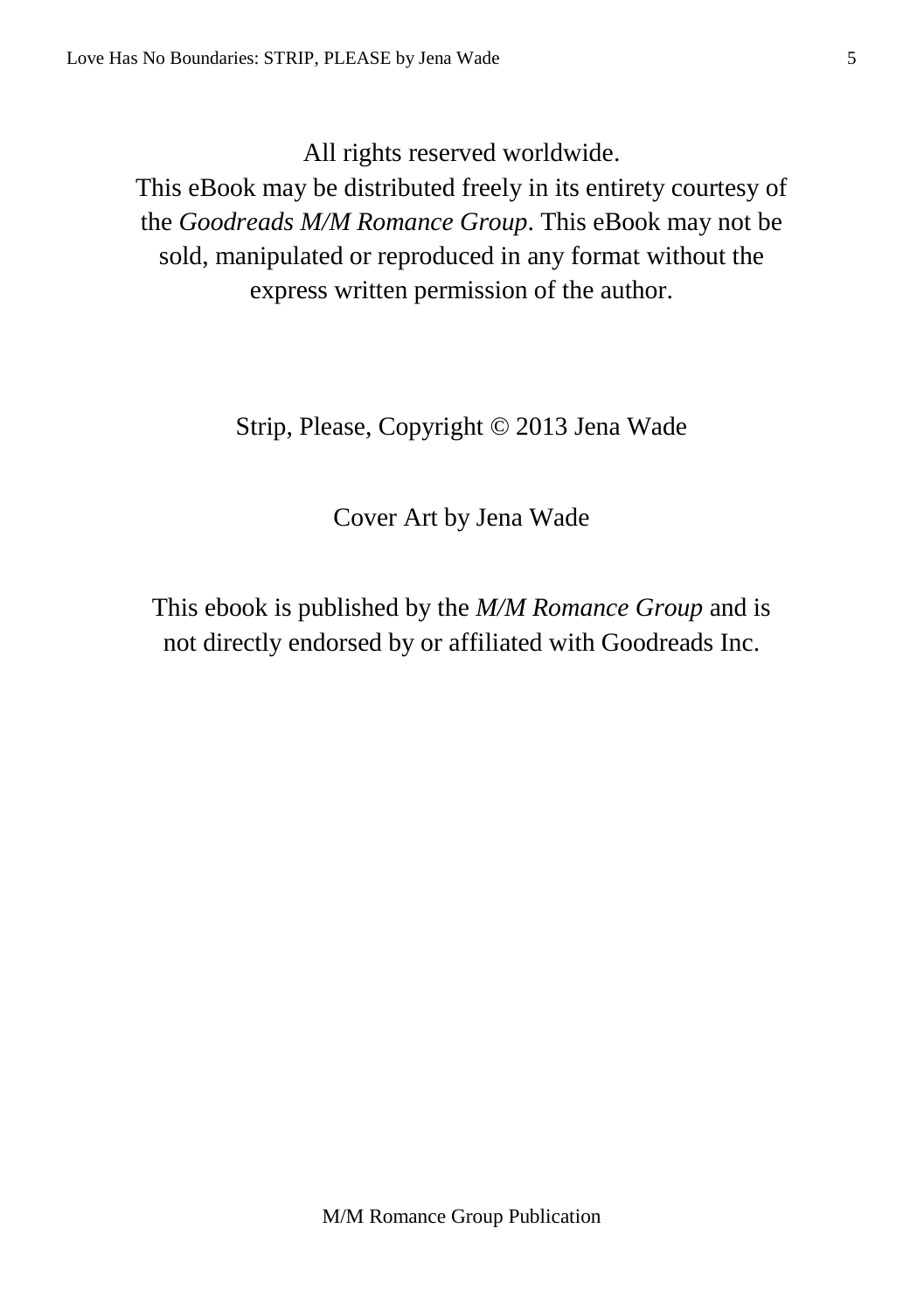All rights reserved worldwide.
This eBook may be distributed freely in its entirety courtesy of the *Goodreads M/M Romance Group*. This eBook may not be sold, manipulated or reproduced in any format without the express written permission of the author.

Strip, Please, Copyright © 2013 Jena Wade

Cover Art by Jena Wade

This ebook is published by the *M/M Romance Group* and is not directly endorsed by or affiliated with Goodreads Inc.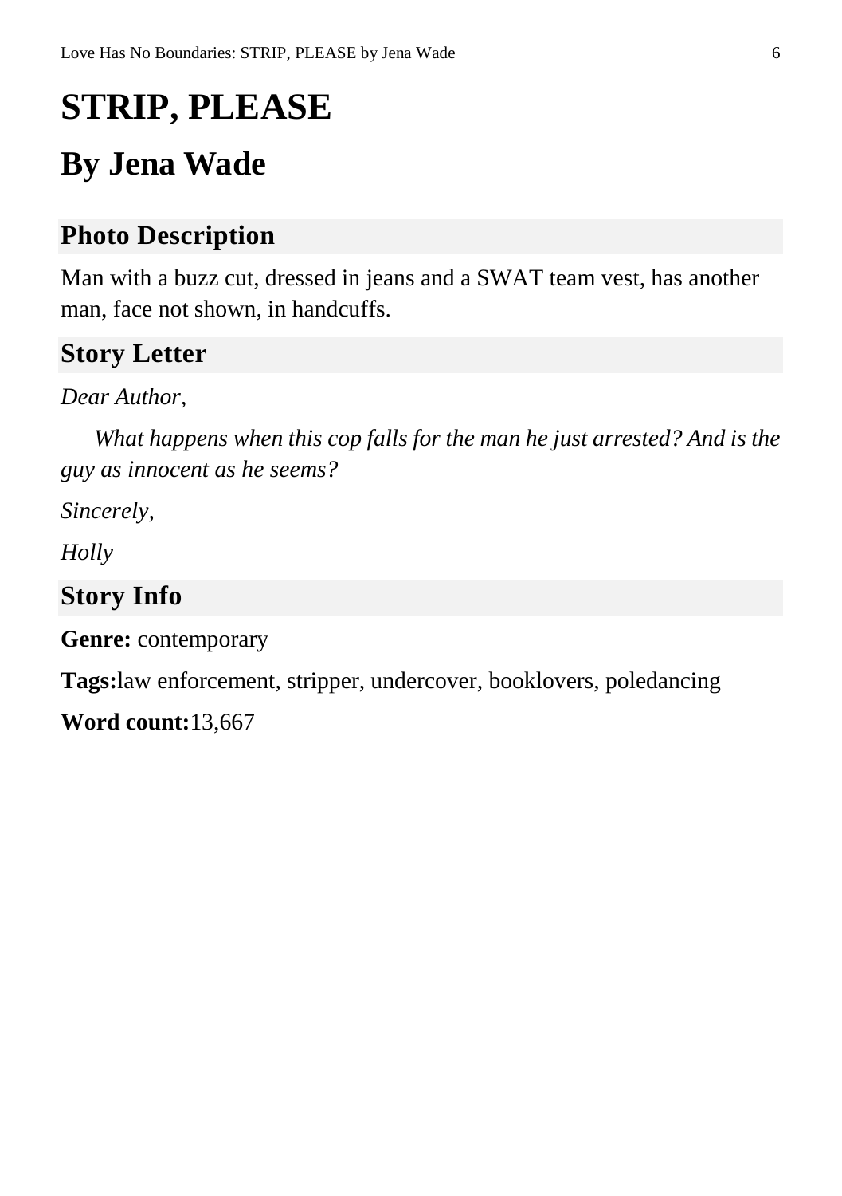# STRIP, PLEASE

## By Jena Wade

### Photo Description

Man with a buzz cut, dressed in jeans and a SWAT team vest, has another man, face not shown, in handcuffs.

### Story Letter

*Dear Author,*

*What happens when this cop falls for the man he just arrested? And is the guy as innocent as he seems?*

*Sincerely,*

*Holly*

### Story Info

**Genre:** contemporary

**Tags:**law enforcement, stripper, undercover, booklovers, poledancing

**Word count:**13,667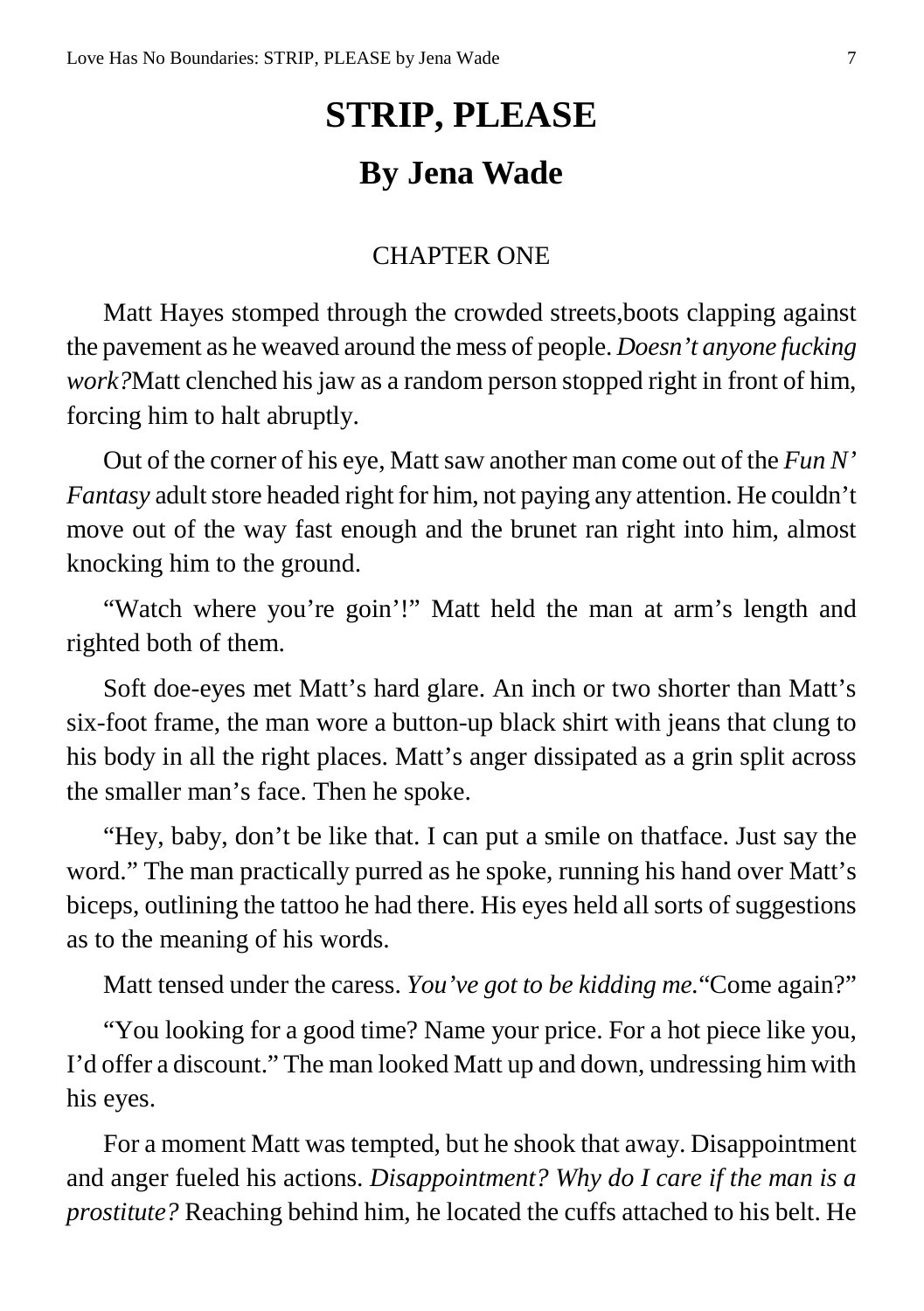# STRIP, PLEASE

## By Jena Wade

CHAPTER ONE

Matt Hayes stomped through the crowded streets,boots clapping against the pavement as he weaved around the mess of people. *Doesn't anyone fucking work?*Matt clenched his jaw as a random person stopped right in front of him, forcing him to halt abruptly.

Out of the corner of his eye, Matt saw another man come out of the *Fun N' Fantasy* adult store headed right for him, not paying any attention. He couldn't move out of the way fast enough and the brunet ran right into him, almost knocking him to the ground.

"Watch where you're goin'!" Matt held the man at arm's length and righted both of them.

Soft doe-eyes met Matt's hard glare. An inch or two shorter than Matt's six-foot frame, the man wore a button-up black shirt with jeans that clung to his body in all the right places. Matt's anger dissipated as a grin split across the smaller man's face. Then he spoke.

"Hey, baby, don't be like that. I can put a smile on thatface. Just say the word." The man practically purred as he spoke, running his hand over Matt's biceps, outlining the tattoo he had there. His eyes held all sorts of suggestions as to the meaning of his words.

Matt tensed under the caress. *You've got to be kidding me.*"Come again?"

"You looking for a good time? Name your price. For a hot piece like you, I'd offer a discount." The man looked Matt up and down, undressing him with his eyes.

For a moment Matt was tempted, but he shook that away. Disappointment and anger fueled his actions. *Disappointment? Why do I care if the man is a prostitute?* Reaching behind him, he located the cuffs attached to his belt. He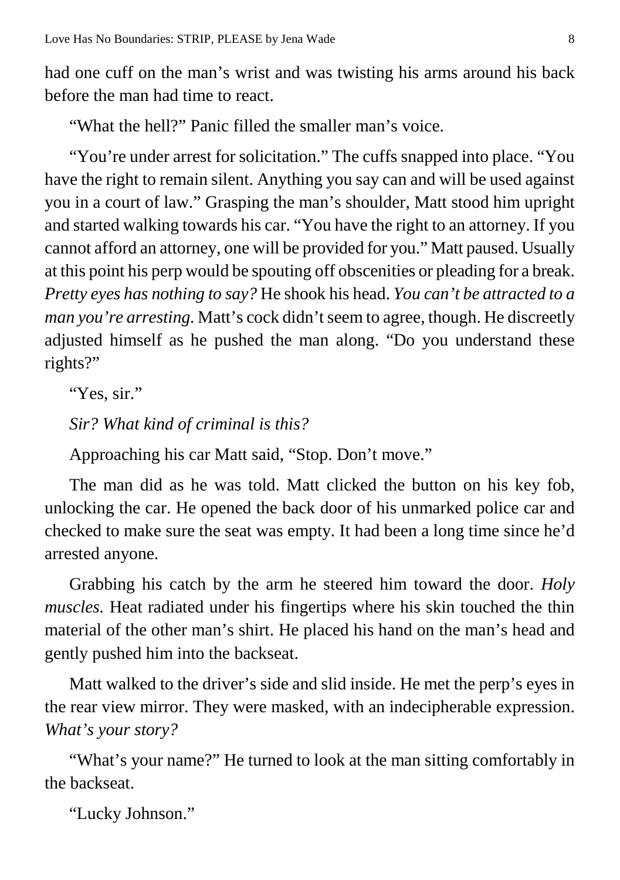had one cuff on the man's wrist and was twisting his arms around his back before the man had time to react.

"What the hell?" Panic filled the smaller man's voice.

"You're under arrest for solicitation." The cuffs snapped into place. "You have the right to remain silent. Anything you say can and will be used against you in a court of law." Grasping the man's shoulder, Matt stood him upright and started walking towards his car. "You have the right to an attorney. If you cannot afford an attorney, one will be provided for you." Matt paused. Usually at this point his perp would be spouting off obscenities or pleading for a break. *Pretty eyes has nothing to say?* He shook his head. *You can't be attracted to a man you're arresting.* Matt's cock didn't seem to agree, though. He discreetly adjusted himself as he pushed the man along. "Do you understand these rights?"

"Yes, sir."

*Sir? What kind of criminal is this?*

Approaching his car Matt said, "Stop. Don't move."

The man did as he was told. Matt clicked the button on his key fob, unlocking the car. He opened the back door of his unmarked police car and checked to make sure the seat was empty. It had been a long time since he'd arrested anyone.

Grabbing his catch by the arm he steered him toward the door. *Holy muscles.* Heat radiated under his fingertips where his skin touched the thin material of the other man's shirt. He placed his hand on the man's head and gently pushed him into the backseat.

Matt walked to the driver's side and slid inside. He met the perp's eyes in the rear view mirror. They were masked, with an indecipherable expression. *What's your story?*

"What's your name?" He turned to look at the man sitting comfortably in the backseat.

"Lucky Johnson."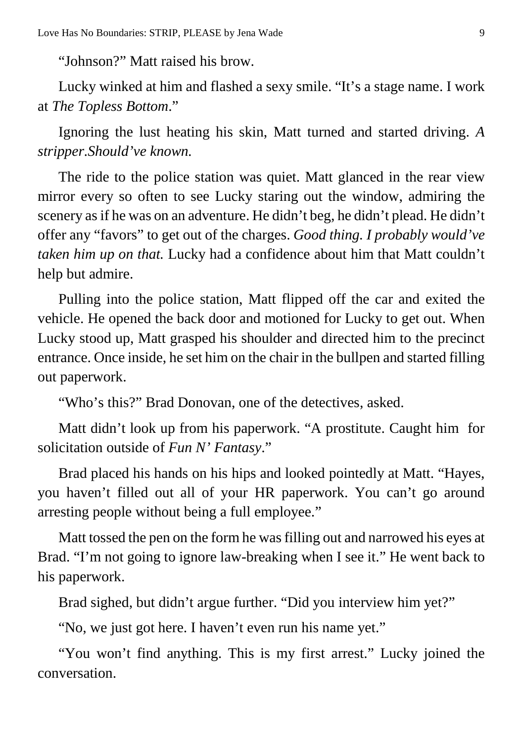"Johnson?" Matt raised his brow.

Lucky winked at him and flashed a sexy smile. "It's a stage name. I work at *The Topless Bottom*."

Ignoring the lust heating his skin, Matt turned and started driving. *A stripper.Should've known.*

The ride to the police station was quiet. Matt glanced in the rear view mirror every so often to see Lucky staring out the window, admiring the scenery as if he was on an adventure. He didn't beg, he didn't plead. He didn't offer any "favors" to get out of the charges. *Good thing. I probably would've taken him up on that.* Lucky had a confidence about him that Matt couldn't help but admire.

Pulling into the police station, Matt flipped off the car and exited the vehicle. He opened the back door and motioned for Lucky to get out. When Lucky stood up, Matt grasped his shoulder and directed him to the precinct entrance. Once inside, he set him on the chair in the bullpen and started filling out paperwork.

"Who's this?" Brad Donovan, one of the detectives, asked.

Matt didn't look up from his paperwork. "A prostitute. Caught him for solicitation outside of *Fun N' Fantasy*."

Brad placed his hands on his hips and looked pointedly at Matt. "Hayes, you haven't filled out all of your HR paperwork. You can't go around arresting people without being a full employee."

Matt tossed the pen on the form he was filling out and narrowed his eyes at Brad. "I'm not going to ignore law-breaking when I see it." He went back to his paperwork.

Brad sighed, but didn't argue further. "Did you interview him yet?"

"No, we just got here. I haven't even run his name yet."

"You won't find anything. This is my first arrest." Lucky joined the conversation.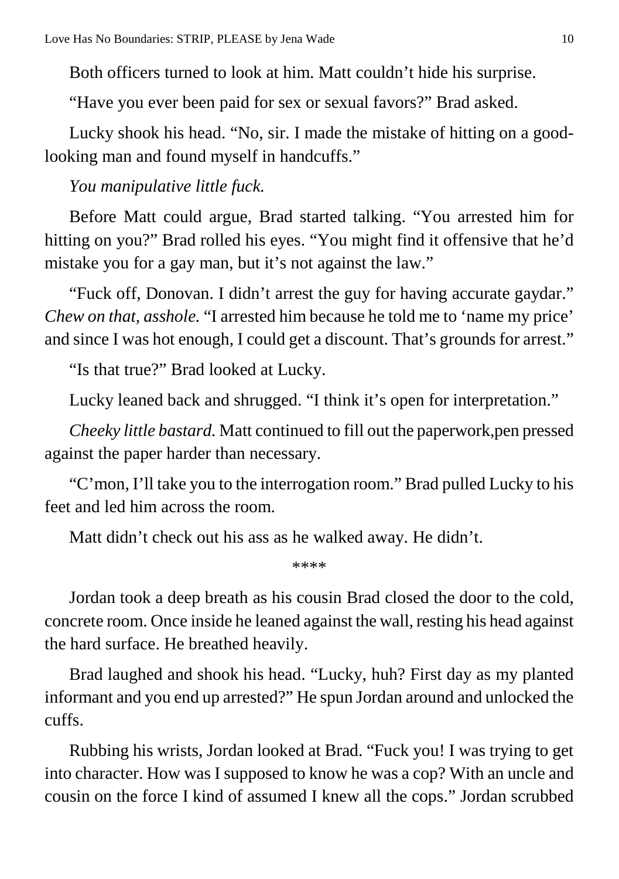Both officers turned to look at him. Matt couldn't hide his surprise.

"Have you ever been paid for sex or sexual favors?" Brad asked.

Lucky shook his head. "No, sir. I made the mistake of hitting on a good-looking man and found myself in handcuffs."

*You manipulative little fuck.*

Before Matt could argue, Brad started talking. "You arrested him for hitting on you?" Brad rolled his eyes. "You might find it offensive that he'd mistake you for a gay man, but it's not against the law."

"Fuck off, Donovan. I didn't arrest the guy for having accurate gaydar." *Chew on that, asshole.* "I arrested him because he told me to 'name my price' and since I was hot enough, I could get a discount. That's grounds for arrest."

"Is that true?" Brad looked at Lucky.

Lucky leaned back and shrugged. "I think it's open for interpretation."

*Cheeky little bastard.* Matt continued to fill out the paperwork,pen pressed against the paper harder than necessary.

"C'mon, I'll take you to the interrogation room." Brad pulled Lucky to his feet and led him across the room.

Matt didn't check out his ass as he walked away. He didn't.

****

Jordan took a deep breath as his cousin Brad closed the door to the cold, concrete room. Once inside he leaned against the wall, resting his head against the hard surface. He breathed heavily.

Brad laughed and shook his head. "Lucky, huh? First day as my planted informant and you end up arrested?" He spun Jordan around and unlocked the cuffs.

Rubbing his wrists, Jordan looked at Brad. "Fuck you! I was trying to get into character. How was I supposed to know he was a cop? With an uncle and cousin on the force I kind of assumed I knew all the cops." Jordan scrubbed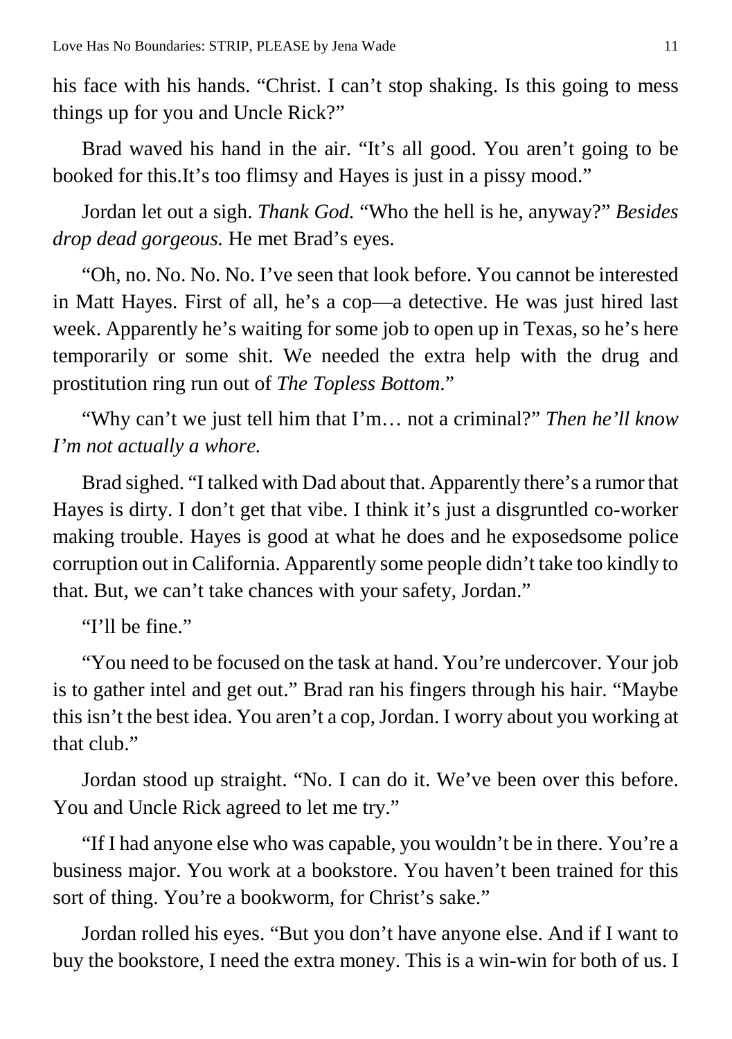his face with his hands. "Christ. I can't stop shaking. Is this going to mess things up for you and Uncle Rick?"

Brad waved his hand in the air. "It's all good. You aren't going to be booked for this.It's too flimsy and Hayes is just in a pissy mood."

Jordan let out a sigh. *Thank God.* "Who the hell is he, anyway?" *Besides drop dead gorgeous.* He met Brad's eyes.

"Oh, no. No. No. No. I've seen that look before. You cannot be interested in Matt Hayes. First of all, he's a cop—a detective. He was just hired last week. Apparently he's waiting for some job to open up in Texas, so he's here temporarily or some shit. We needed the extra help with the drug and prostitution ring run out of *The Topless Bottom*."

"Why can't we just tell him that I'm… not a criminal?" *Then he'll know I'm not actually a whore.*

Brad sighed. "I talked with Dad about that. Apparently there's a rumor that Hayes is dirty. I don't get that vibe. I think it's just a disgruntled co-worker making trouble. Hayes is good at what he does and he exposedsome police corruption out in California. Apparently some people didn't take too kindly to that. But, we can't take chances with your safety, Jordan."

"I'll be fine."

"You need to be focused on the task at hand. You're undercover. Your job is to gather intel and get out." Brad ran his fingers through his hair. "Maybe this isn't the best idea. You aren't a cop, Jordan. I worry about you working at that club."

Jordan stood up straight. "No. I can do it. We've been over this before. You and Uncle Rick agreed to let me try."

"If I had anyone else who was capable, you wouldn't be in there. You're a business major. You work at a bookstore. You haven't been trained for this sort of thing. You're a bookworm, for Christ's sake."

Jordan rolled his eyes. "But you don't have anyone else. And if I want to buy the bookstore, I need the extra money. This is a win-win for both of us. I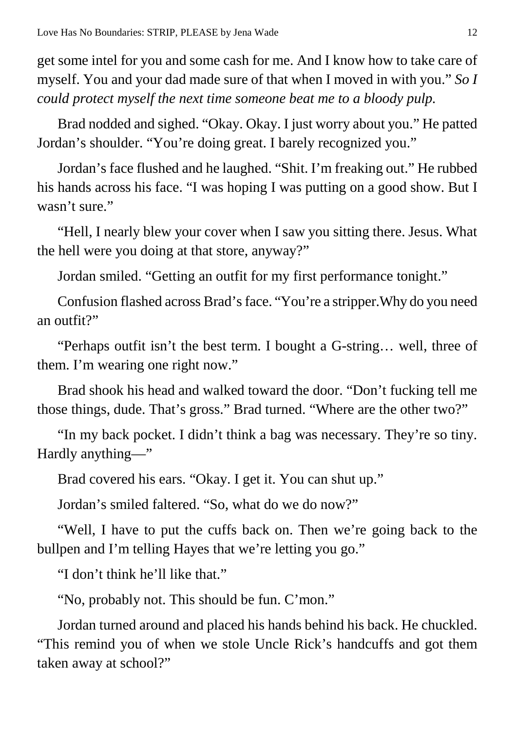get some intel for you and some cash for me. And I know how to take care of myself. You and your dad made sure of that when I moved in with you." *So I could protect myself the next time someone beat me to a bloody pulp.*

Brad nodded and sighed. "Okay. Okay. I just worry about you." He patted Jordan's shoulder. "You're doing great. I barely recognized you."

Jordan's face flushed and he laughed. "Shit. I'm freaking out." He rubbed his hands across his face. "I was hoping I was putting on a good show. But I wasn't sure."

"Hell, I nearly blew your cover when I saw you sitting there. Jesus. What the hell were you doing at that store, anyway?"

Jordan smiled. "Getting an outfit for my first performance tonight."

Confusion flashed across Brad's face. "You're a stripper.Why do you need an outfit?"

"Perhaps outfit isn't the best term. I bought a G-string… well, three of them. I'm wearing one right now."

Brad shook his head and walked toward the door. "Don't fucking tell me those things, dude. That's gross." Brad turned. "Where are the other two?"

"In my back pocket. I didn't think a bag was necessary. They're so tiny. Hardly anything—"

Brad covered his ears. "Okay. I get it. You can shut up."

Jordan's smiled faltered. "So, what do we do now?"

"Well, I have to put the cuffs back on. Then we're going back to the bullpen and I'm telling Hayes that we're letting you go."

"I don't think he'll like that."

"No, probably not. This should be fun. C'mon."

Jordan turned around and placed his hands behind his back. He chuckled. "This remind you of when we stole Uncle Rick's handcuffs and got them taken away at school?"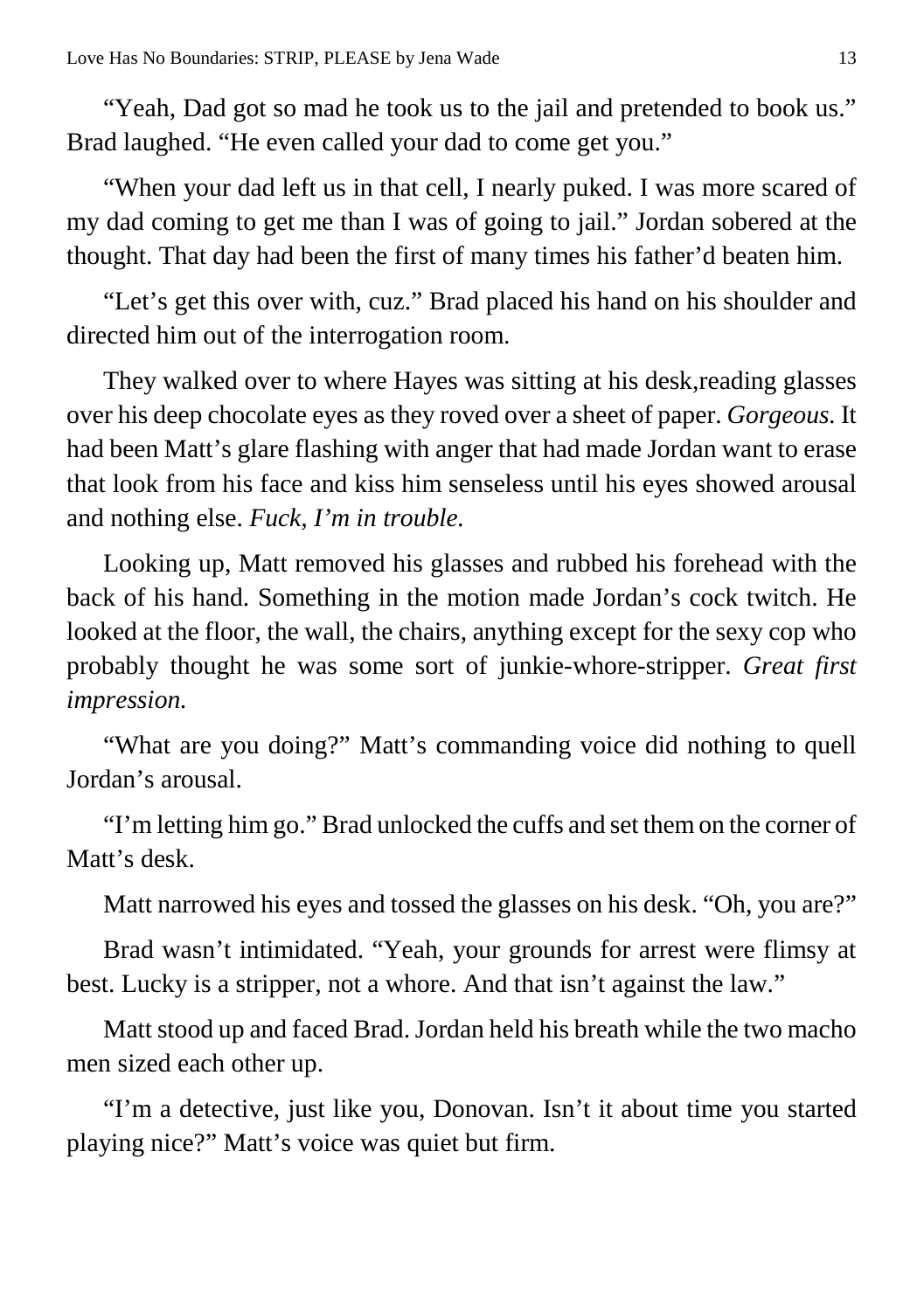"Yeah, Dad got so mad he took us to the jail and pretended to book us." Brad laughed. "He even called your dad to come get you."

"When your dad left us in that cell, I nearly puked. I was more scared of my dad coming to get me than I was of going to jail." Jordan sobered at the thought. That day had been the first of many times his father'd beaten him.

"Let's get this over with, cuz." Brad placed his hand on his shoulder and directed him out of the interrogation room.

They walked over to where Hayes was sitting at his desk,reading glasses over his deep chocolate eyes as they roved over a sheet of paper. *Gorgeous.* It had been Matt's glare flashing with anger that had made Jordan want to erase that look from his face and kiss him senseless until his eyes showed arousal and nothing else. *Fuck, I'm in trouble.*

Looking up, Matt removed his glasses and rubbed his forehead with the back of his hand. Something in the motion made Jordan's cock twitch. He looked at the floor, the wall, the chairs, anything except for the sexy cop who probably thought he was some sort of junkie-whore-stripper. *Great first impression.*

"What are you doing?" Matt's commanding voice did nothing to quell Jordan's arousal.

"I'm letting him go." Brad unlocked the cuffs and set them on the corner of Matt's desk.

Matt narrowed his eyes and tossed the glasses on his desk. "Oh, you are?"

Brad wasn't intimidated. "Yeah, your grounds for arrest were flimsy at best. Lucky is a stripper, not a whore. And that isn't against the law."

Matt stood up and faced Brad. Jordan held his breath while the two macho men sized each other up.

"I'm a detective, just like you, Donovan. Isn't it about time you started playing nice?" Matt's voice was quiet but firm.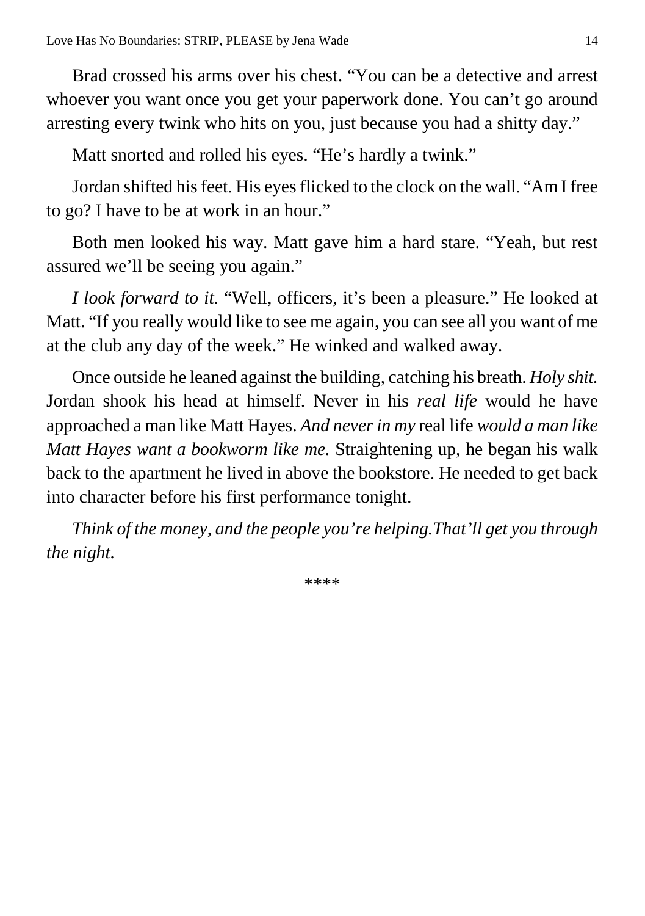Brad crossed his arms over his chest. “You can be a detective and arrest whoever you want once you get your paperwork done. You can’t go around arresting every twink who hits on you, just because you had a shitty day.”

Matt snorted and rolled his eyes. “He’s hardly a twink.”

Jordan shifted his feet. His eyes flicked to the clock on the wall. “Am I free to go? I have to be at work in an hour.”

Both men looked his way. Matt gave him a hard stare. “Yeah, but rest assured we’ll be seeing you again.”

*I look forward to it.* “Well, officers, it’s been a pleasure.” He looked at Matt. “If you really would like to see me again, you can see all you want of me at the club any day of the week.” He winked and walked away.

Once outside he leaned against the building, catching his breath. *Holy shit.* Jordan shook his head at himself. Never in his *real life* would he have approached a man like Matt Hayes. *And never in my* real life *would a man like Matt Hayes want a bookworm like me.* Straightening up, he began his walk back to the apartment he lived in above the bookstore. He needed to get back into character before his first performance tonight.

*Think of the money, and the people you’re helping.That’ll get you through the night.*

****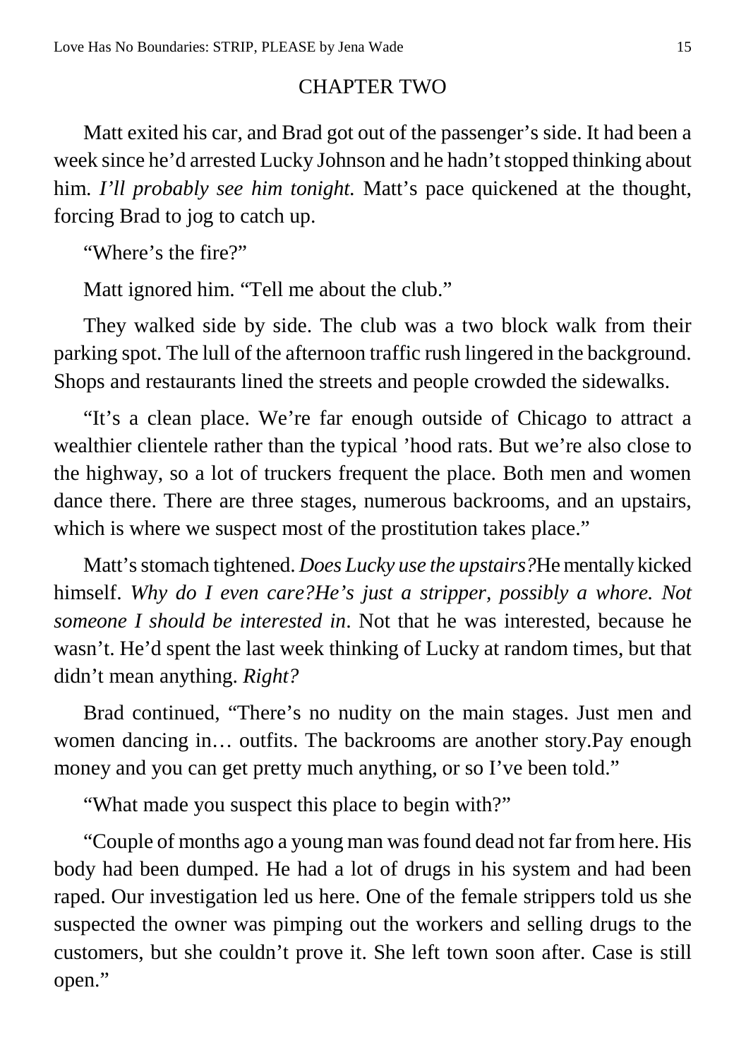## CHAPTER TWO

Matt exited his car, and Brad got out of the passenger's side. It had been a week since he'd arrested Lucky Johnson and he hadn't stopped thinking about him. *I'll probably see him tonight.* Matt's pace quickened at the thought, forcing Brad to jog to catch up.

"Where's the fire?"

Matt ignored him. "Tell me about the club."

They walked side by side. The club was a two block walk from their parking spot. The lull of the afternoon traffic rush lingered in the background. Shops and restaurants lined the streets and people crowded the sidewalks.

"It's a clean place. We're far enough outside of Chicago to attract a wealthier clientele rather than the typical 'hood rats. But we're also close to the highway, so a lot of truckers frequent the place. Both men and women dance there. There are three stages, numerous backrooms, and an upstairs, which is where we suspect most of the prostitution takes place."

Matt's stomach tightened. *Does Lucky use the upstairs?*He mentally kicked himself. *Why do I even care?He's just a stripper, possibly a whore. Not someone I should be interested in*. Not that he was interested, because he wasn't. He'd spent the last week thinking of Lucky at random times, but that didn't mean anything. *Right?*

Brad continued, "There's no nudity on the main stages. Just men and women dancing in… outfits. The backrooms are another story.Pay enough money and you can get pretty much anything, or so I've been told."

"What made you suspect this place to begin with?"

"Couple of months ago a young man was found dead not far from here. His body had been dumped. He had a lot of drugs in his system and had been raped. Our investigation led us here. One of the female strippers told us she suspected the owner was pimping out the workers and selling drugs to the customers, but she couldn't prove it. She left town soon after. Case is still open."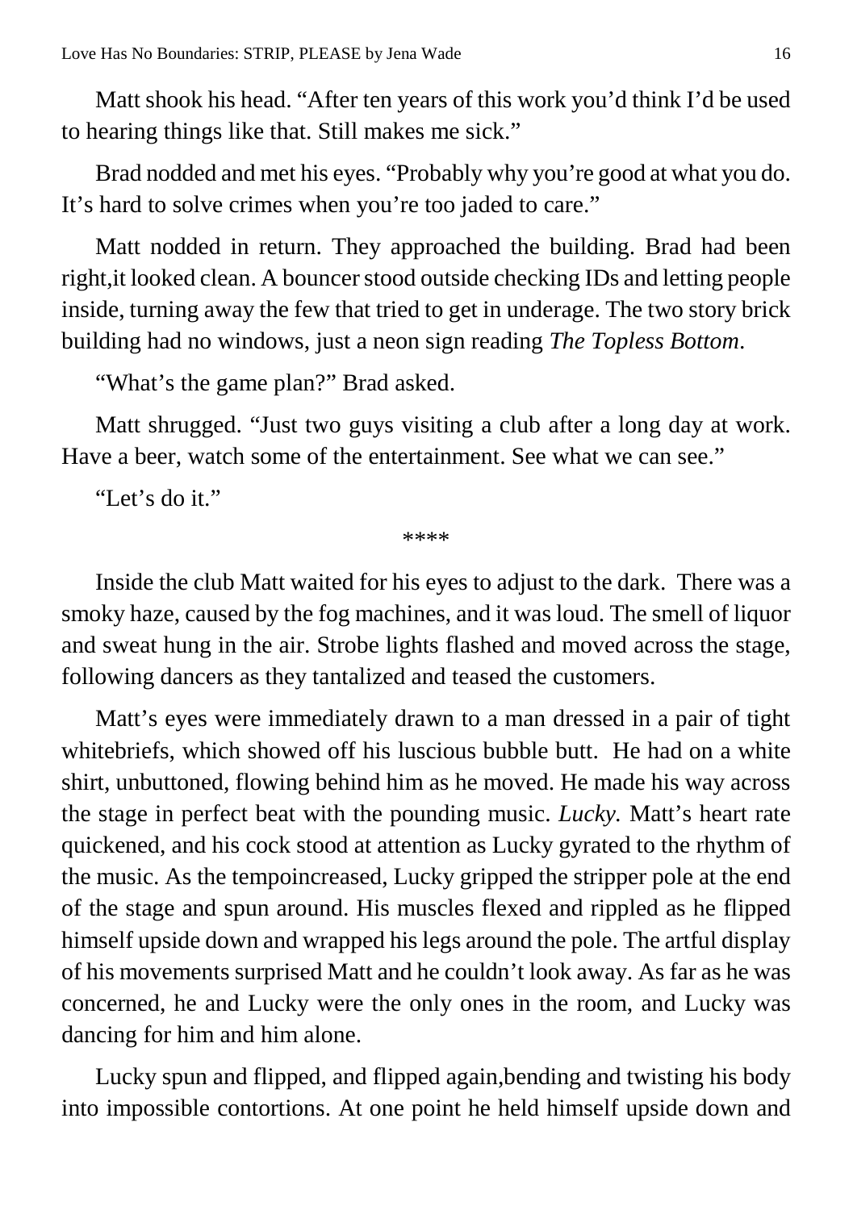Matt shook his head. "After ten years of this work you'd think I'd be used to hearing things like that. Still makes me sick."

Brad nodded and met his eyes. "Probably why you're good at what you do. It's hard to solve crimes when you're too jaded to care."

Matt nodded in return. They approached the building. Brad had been right,it looked clean. A bouncer stood outside checking IDs and letting people inside, turning away the few that tried to get in underage. The two story brick building had no windows, just a neon sign reading *The Topless Bottom*.

"What's the game plan?" Brad asked.

Matt shrugged. "Just two guys visiting a club after a long day at work. Have a beer, watch some of the entertainment. See what we can see."

"Let's do it."

\*\*\*\*

Inside the club Matt waited for his eyes to adjust to the dark. There was a smoky haze, caused by the fog machines, and it was loud. The smell of liquor and sweat hung in the air. Strobe lights flashed and moved across the stage, following dancers as they tantalized and teased the customers.

Matt's eyes were immediately drawn to a man dressed in a pair of tight whitebriefs, which showed off his luscious bubble butt. He had on a white shirt, unbuttoned, flowing behind him as he moved. He made his way across the stage in perfect beat with the pounding music. *Lucky.* Matt's heart rate quickened, and his cock stood at attention as Lucky gyrated to the rhythm of the music. As the tempoincreased, Lucky gripped the stripper pole at the end of the stage and spun around. His muscles flexed and rippled as he flipped himself upside down and wrapped his legs around the pole. The artful display of his movements surprised Matt and he couldn't look away. As far as he was concerned, he and Lucky were the only ones in the room, and Lucky was dancing for him and him alone.

Lucky spun and flipped, and flipped again,bending and twisting his body into impossible contortions. At one point he held himself upside down and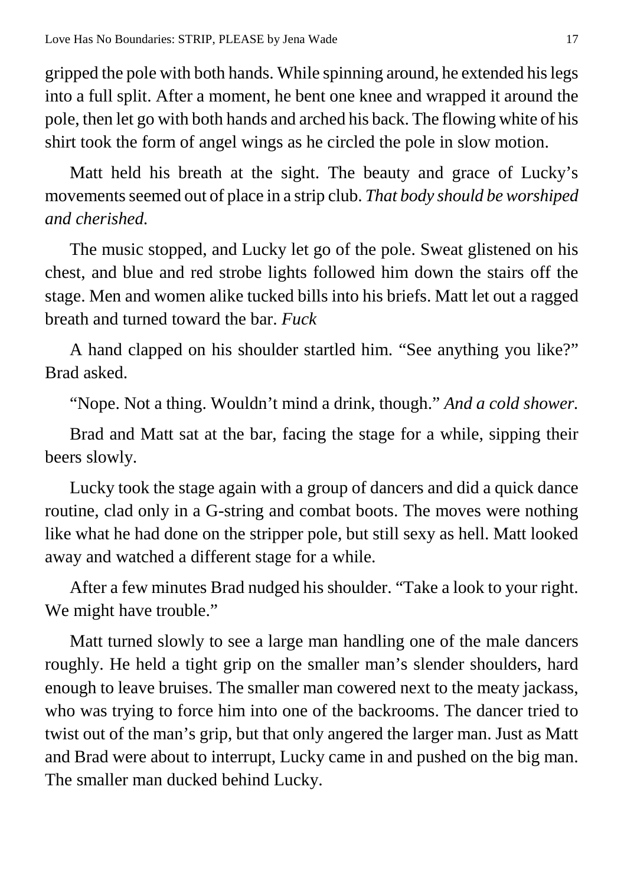gripped the pole with both hands. While spinning around, he extended his legs into a full split. After a moment, he bent one knee and wrapped it around the pole, then let go with both hands and arched his back. The flowing white of his shirt took the form of angel wings as he circled the pole in slow motion.

Matt held his breath at the sight. The beauty and grace of Lucky's movements seemed out of place in a strip club. *That body should be worshiped and cherished.*

The music stopped, and Lucky let go of the pole. Sweat glistened on his chest, and blue and red strobe lights followed him down the stairs off the stage. Men and women alike tucked bills into his briefs. Matt let out a ragged breath and turned toward the bar. *Fuck*

A hand clapped on his shoulder startled him. "See anything you like?" Brad asked.

"Nope. Not a thing. Wouldn't mind a drink, though." *And a cold shower.*

Brad and Matt sat at the bar, facing the stage for a while, sipping their beers slowly.

Lucky took the stage again with a group of dancers and did a quick dance routine, clad only in a G-string and combat boots. The moves were nothing like what he had done on the stripper pole, but still sexy as hell. Matt looked away and watched a different stage for a while.

After a few minutes Brad nudged his shoulder. "Take a look to your right. We might have trouble."

Matt turned slowly to see a large man handling one of the male dancers roughly. He held a tight grip on the smaller man's slender shoulders, hard enough to leave bruises. The smaller man cowered next to the meaty jackass, who was trying to force him into one of the backrooms. The dancer tried to twist out of the man's grip, but that only angered the larger man. Just as Matt and Brad were about to interrupt, Lucky came in and pushed on the big man. The smaller man ducked behind Lucky.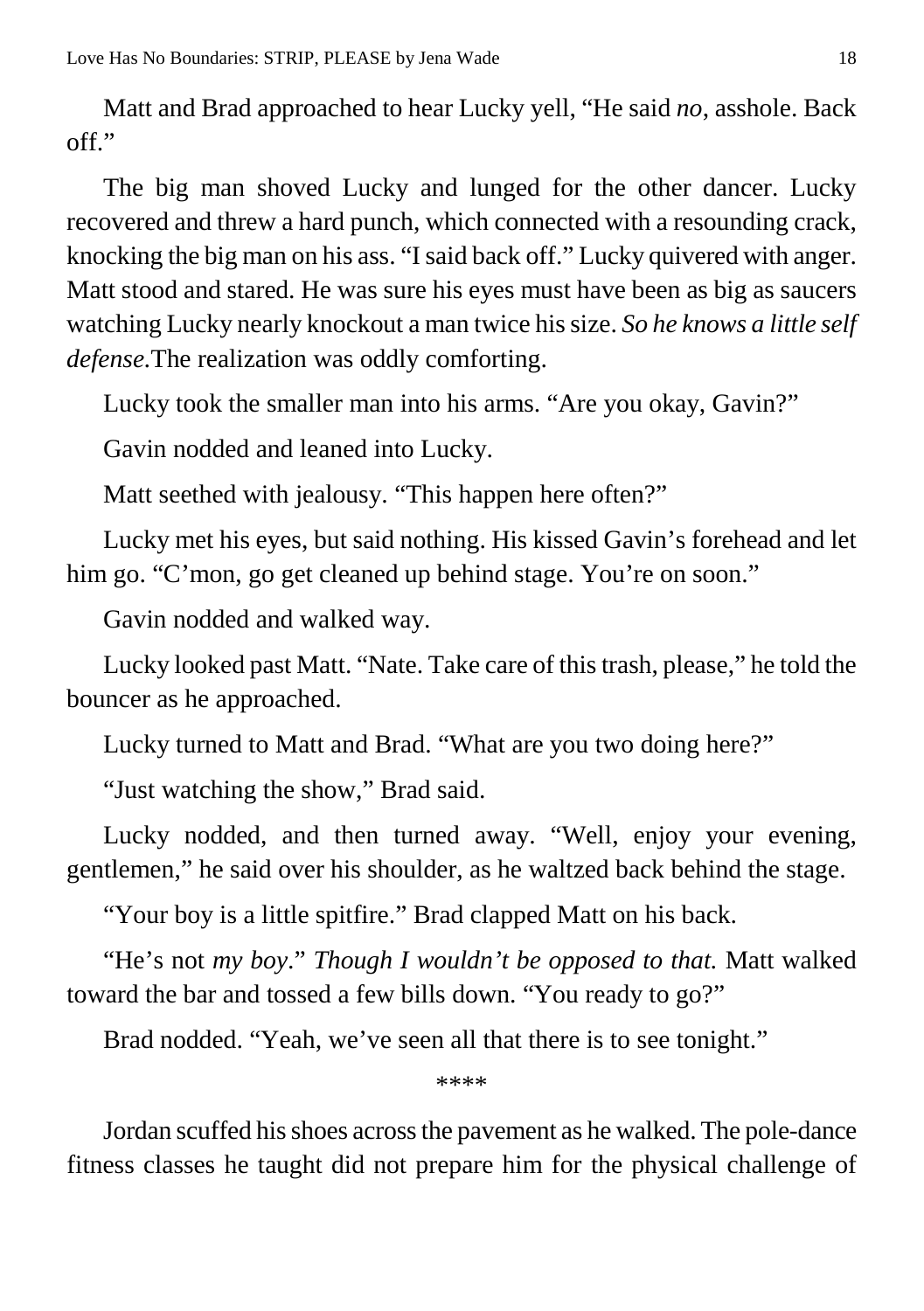Matt and Brad approached to hear Lucky yell, "He said *no*, asshole. Back off."

The big man shoved Lucky and lunged for the other dancer. Lucky recovered and threw a hard punch, which connected with a resounding crack, knocking the big man on his ass. "I said back off." Lucky quivered with anger. Matt stood and stared. He was sure his eyes must have been as big as saucers watching Lucky nearly knockout a man twice his size. *So he knows a little self defense*.The realization was oddly comforting.

Lucky took the smaller man into his arms. "Are you okay, Gavin?"

Gavin nodded and leaned into Lucky.

Matt seethed with jealousy. "This happen here often?"

Lucky met his eyes, but said nothing. His kissed Gavin's forehead and let him go. "C'mon, go get cleaned up behind stage. You're on soon."

Gavin nodded and walked way.

Lucky looked past Matt. "Nate. Take care of this trash, please," he told the bouncer as he approached.

Lucky turned to Matt and Brad. "What are you two doing here?"

"Just watching the show," Brad said.

Lucky nodded, and then turned away. "Well, enjoy your evening, gentlemen," he said over his shoulder, as he waltzed back behind the stage.

"Your boy is a little spitfire." Brad clapped Matt on his back.

"He's not *my boy*." *Though I wouldn't be opposed to that.* Matt walked toward the bar and tossed a few bills down. "You ready to go?"

Brad nodded. "Yeah, we've seen all that there is to see tonight."

****

Jordan scuffed his shoes across the pavement as he walked. The pole-dance fitness classes he taught did not prepare him for the physical challenge of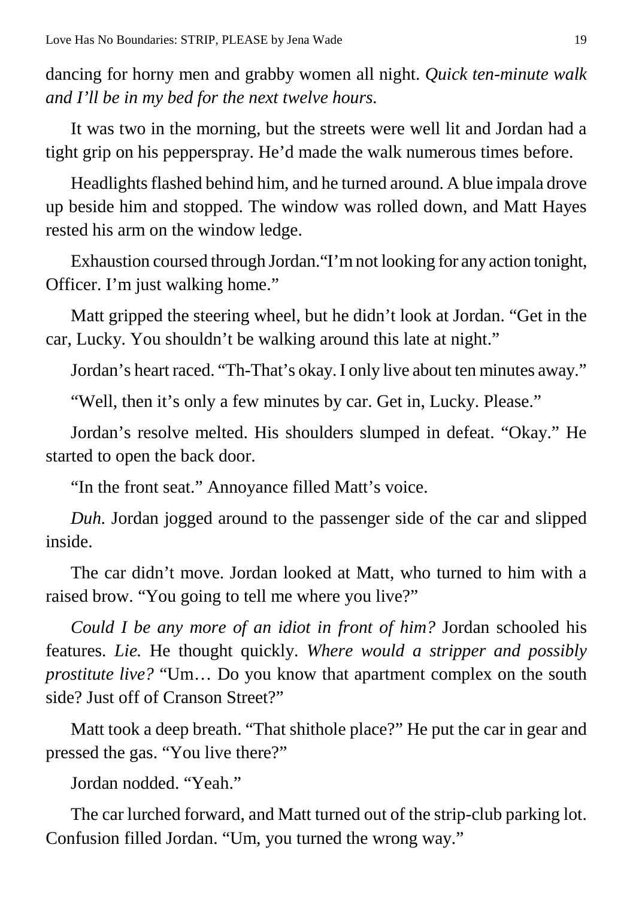dancing for horny men and grabby women all night. *Quick ten-minute walk and I'll be in my bed for the next twelve hours.*

It was two in the morning, but the streets were well lit and Jordan had a tight grip on his pepperspray. He'd made the walk numerous times before.

Headlights flashed behind him, and he turned around. A blue impala drove up beside him and stopped. The window was rolled down, and Matt Hayes rested his arm on the window ledge.

Exhaustion coursed through Jordan."I'm not looking for any action tonight, Officer. I'm just walking home."

Matt gripped the steering wheel, but he didn't look at Jordan. "Get in the car, Lucky. You shouldn't be walking around this late at night."

Jordan's heart raced. "Th-That's okay. I only live about ten minutes away."

"Well, then it's only a few minutes by car. Get in, Lucky. Please."

Jordan's resolve melted. His shoulders slumped in defeat. "Okay." He started to open the back door.

"In the front seat." Annoyance filled Matt's voice.

*Duh.* Jordan jogged around to the passenger side of the car and slipped inside.

The car didn't move. Jordan looked at Matt, who turned to him with a raised brow. "You going to tell me where you live?"

*Could I be any more of an idiot in front of him?* Jordan schooled his features. *Lie.* He thought quickly. *Where would a stripper and possibly prostitute live?* "Um… Do you know that apartment complex on the south side? Just off of Cranson Street?"

Matt took a deep breath. "That shithole place?" He put the car in gear and pressed the gas. "You live there?"

Jordan nodded. "Yeah."

The car lurched forward, and Matt turned out of the strip-club parking lot. Confusion filled Jordan. "Um, you turned the wrong way."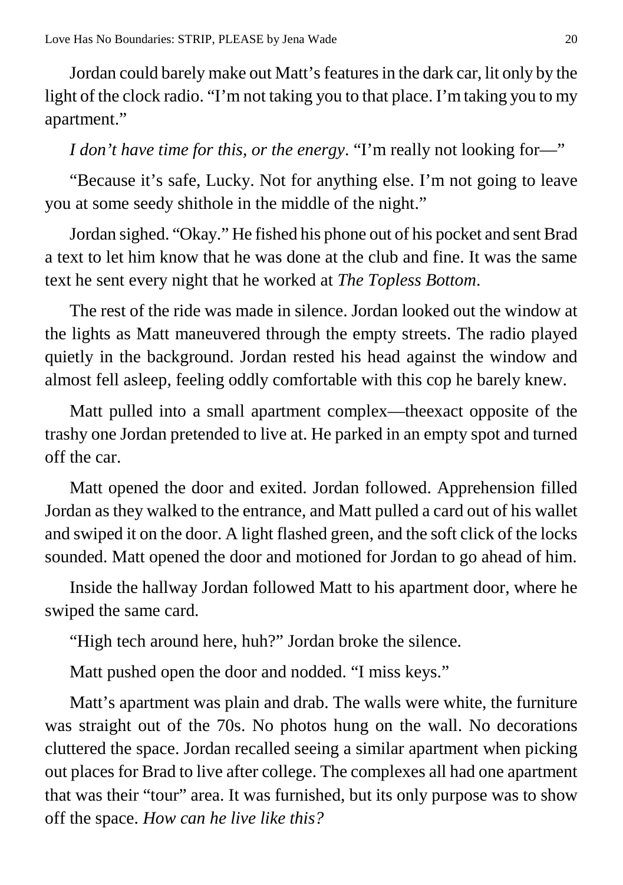Jordan could barely make out Matt's features in the dark car, lit only by the light of the clock radio. "I'm not taking you to that place. I'm taking you to my apartment."

*I don't have time for this, or the energy*. "I'm really not looking for—"

"Because it's safe, Lucky. Not for anything else. I'm not going to leave you at some seedy shithole in the middle of the night."

Jordan sighed. "Okay." He fished his phone out of his pocket and sent Brad a text to let him know that he was done at the club and fine. It was the same text he sent every night that he worked at *The Topless Bottom*.

The rest of the ride was made in silence. Jordan looked out the window at the lights as Matt maneuvered through the empty streets. The radio played quietly in the background. Jordan rested his head against the window and almost fell asleep, feeling oddly comfortable with this cop he barely knew.

Matt pulled into a small apartment complex—theexact opposite of the trashy one Jordan pretended to live at. He parked in an empty spot and turned off the car.

Matt opened the door and exited. Jordan followed. Apprehension filled Jordan as they walked to the entrance, and Matt pulled a card out of his wallet and swiped it on the door. A light flashed green, and the soft click of the locks sounded. Matt opened the door and motioned for Jordan to go ahead of him.

Inside the hallway Jordan followed Matt to his apartment door, where he swiped the same card.

"High tech around here, huh?" Jordan broke the silence.

Matt pushed open the door and nodded. "I miss keys."

Matt's apartment was plain and drab. The walls were white, the furniture was straight out of the 70s. No photos hung on the wall. No decorations cluttered the space. Jordan recalled seeing a similar apartment when picking out places for Brad to live after college. The complexes all had one apartment that was their "tour" area. It was furnished, but its only purpose was to show off the space. *How can he live like this?*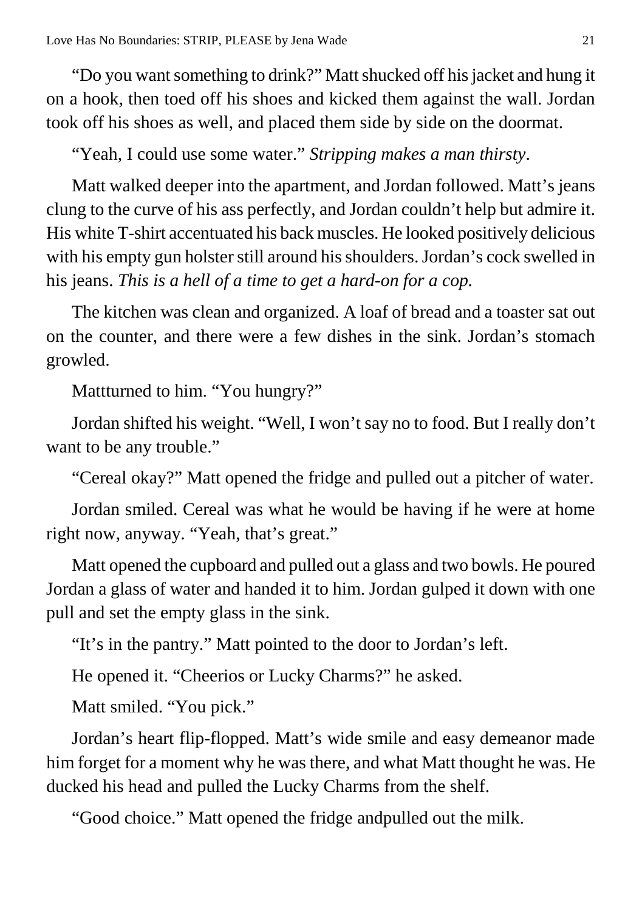"Do you want something to drink?" Matt shucked off his jacket and hung it on a hook, then toed off his shoes and kicked them against the wall. Jordan took off his shoes as well, and placed them side by side on the doormat.

"Yeah, I could use some water." *Stripping makes a man thirsty*.

Matt walked deeper into the apartment, and Jordan followed. Matt's jeans clung to the curve of his ass perfectly, and Jordan couldn't help but admire it. His white T-shirt accentuated his back muscles. He looked positively delicious with his empty gun holster still around his shoulders. Jordan's cock swelled in his jeans. *This is a hell of a time to get a hard-on for a cop.*

The kitchen was clean and organized. A loaf of bread and a toaster sat out on the counter, and there were a few dishes in the sink. Jordan's stomach growled.

Mattturned to him. "You hungry?"

Jordan shifted his weight. "Well, I won't say no to food. But I really don't want to be any trouble."

"Cereal okay?" Matt opened the fridge and pulled out a pitcher of water.

Jordan smiled. Cereal was what he would be having if he were at home right now, anyway. "Yeah, that's great."

Matt opened the cupboard and pulled out a glass and two bowls. He poured Jordan a glass of water and handed it to him. Jordan gulped it down with one pull and set the empty glass in the sink.

"It's in the pantry." Matt pointed to the door to Jordan's left.

He opened it. "Cheerios or Lucky Charms?" he asked.

Matt smiled. "You pick."

Jordan's heart flip-flopped. Matt's wide smile and easy demeanor made him forget for a moment why he was there, and what Matt thought he was. He ducked his head and pulled the Lucky Charms from the shelf.

"Good choice." Matt opened the fridge andpulled out the milk.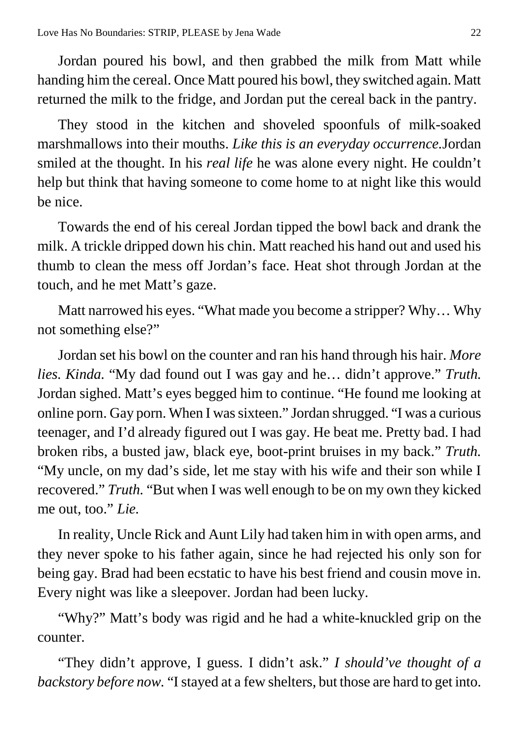Jordan poured his bowl, and then grabbed the milk from Matt while handing him the cereal. Once Matt poured his bowl, they switched again. Matt returned the milk to the fridge, and Jordan put the cereal back in the pantry.

They stood in the kitchen and shoveled spoonfuls of milk-soaked marshmallows into their mouths. *Like this is an everyday occurrence.*Jordan smiled at the thought. In his *real life* he was alone every night. He couldn't help but think that having someone to come home to at night like this would be nice.

Towards the end of his cereal Jordan tipped the bowl back and drank the milk. A trickle dripped down his chin. Matt reached his hand out and used his thumb to clean the mess off Jordan's face. Heat shot through Jordan at the touch, and he met Matt's gaze.

Matt narrowed his eyes. "What made you become a stripper? Why… Why not something else?"

Jordan set his bowl on the counter and ran his hand through his hair. *More lies. Kinda.* "My dad found out I was gay and he… didn't approve." *Truth.* Jordan sighed. Matt's eyes begged him to continue. "He found me looking at online porn. Gay porn. When I was sixteen." Jordan shrugged. "I was a curious teenager, and I'd already figured out I was gay. He beat me. Pretty bad. I had broken ribs, a busted jaw, black eye, boot-print bruises in my back." *Truth.* "My uncle, on my dad's side, let me stay with his wife and their son while I recovered." *Truth.* "But when I was well enough to be on my own they kicked me out, too." *Lie.*

In reality, Uncle Rick and Aunt Lily had taken him in with open arms, and they never spoke to his father again, since he had rejected his only son for being gay. Brad had been ecstatic to have his best friend and cousin move in. Every night was like a sleepover. Jordan had been lucky.

"Why?" Matt's body was rigid and he had a white-knuckled grip on the counter.

"They didn't approve, I guess. I didn't ask." *I should've thought of a backstory before now.* "I stayed at a few shelters, but those are hard to get into.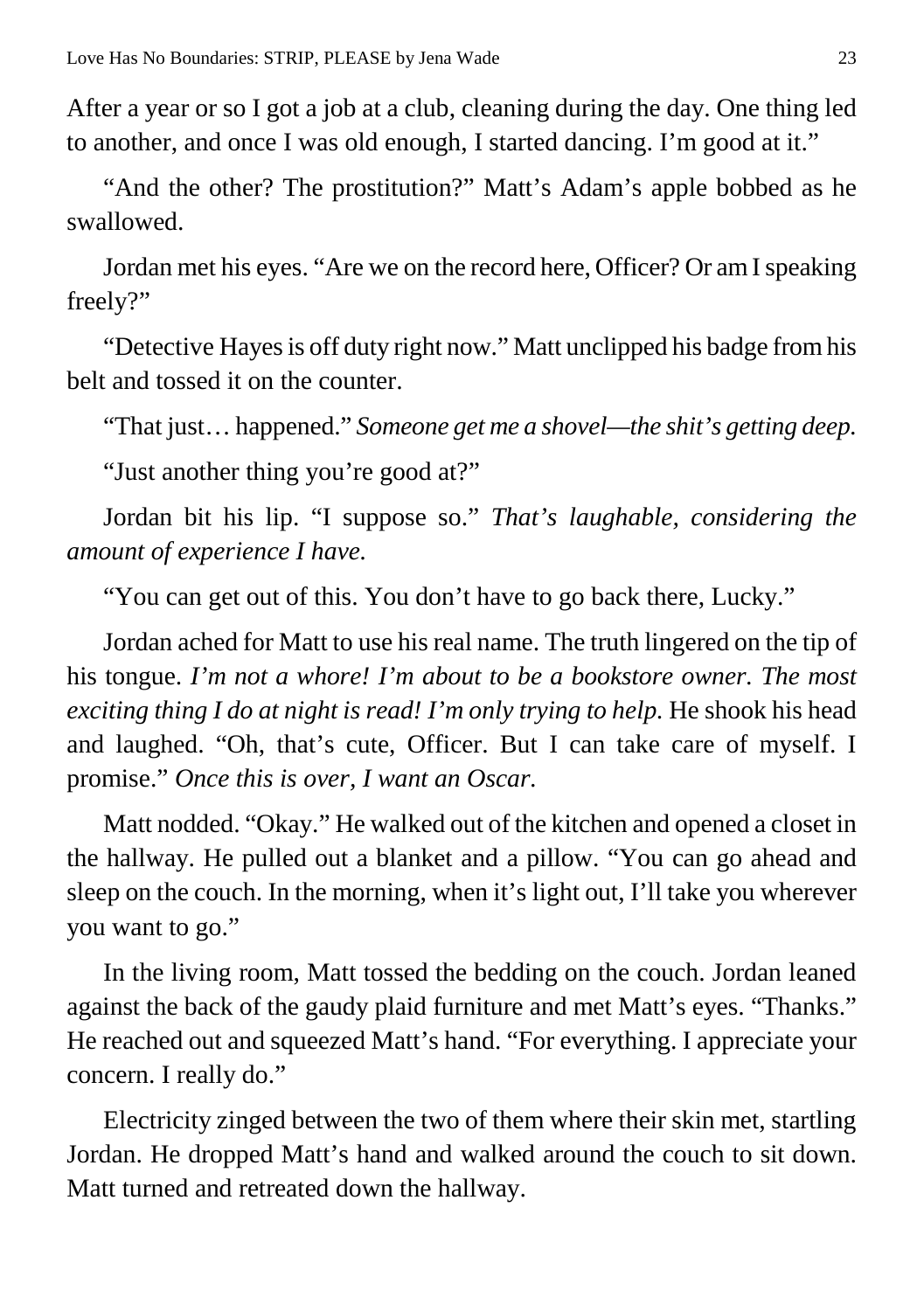After a year or so I got a job at a club, cleaning during the day. One thing led to another, and once I was old enough, I started dancing. I'm good at it."

"And the other? The prostitution?" Matt's Adam's apple bobbed as he swallowed.

Jordan met his eyes. "Are we on the record here, Officer? Or am I speaking freely?"

"Detective Hayes is off duty right now." Matt unclipped his badge from his belt and tossed it on the counter.

"That just… happened." *Someone get me a shovel—the shit's getting deep.*

"Just another thing you're good at?"

Jordan bit his lip. "I suppose so." *That's laughable, considering the amount of experience I have.*

"You can get out of this. You don't have to go back there, Lucky."

Jordan ached for Matt to use his real name. The truth lingered on the tip of his tongue. *I'm not a whore! I'm about to be a bookstore owner. The most exciting thing I do at night is read! I'm only trying to help.* He shook his head and laughed. "Oh, that's cute, Officer. But I can take care of myself. I promise." *Once this is over, I want an Oscar.*

Matt nodded. "Okay." He walked out of the kitchen and opened a closet in the hallway. He pulled out a blanket and a pillow. "You can go ahead and sleep on the couch. In the morning, when it's light out, I'll take you wherever you want to go."

In the living room, Matt tossed the bedding on the couch. Jordan leaned against the back of the gaudy plaid furniture and met Matt's eyes. "Thanks." He reached out and squeezed Matt's hand. "For everything. I appreciate your concern. I really do."

Electricity zinged between the two of them where their skin met, startling Jordan. He dropped Matt's hand and walked around the couch to sit down. Matt turned and retreated down the hallway.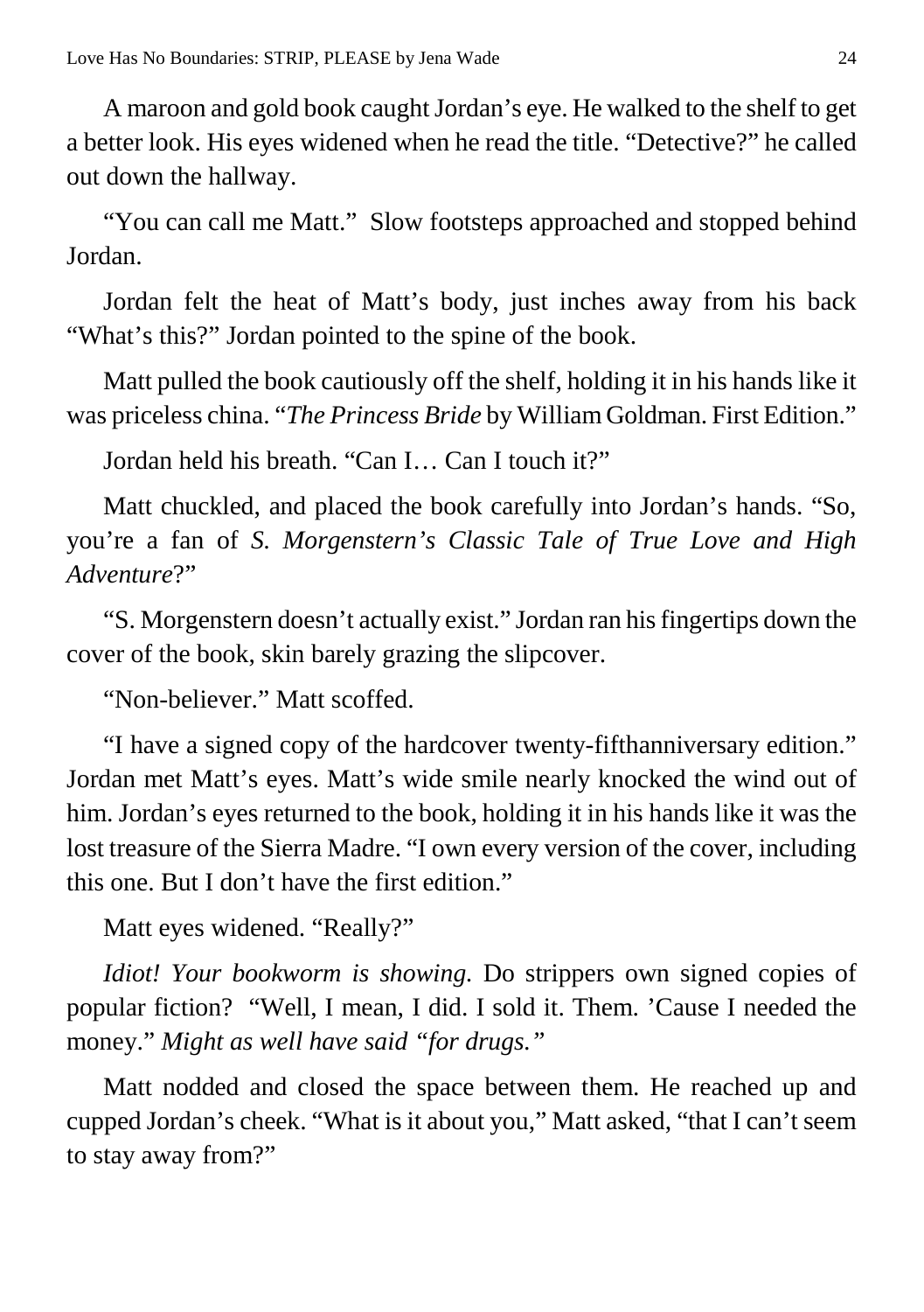A maroon and gold book caught Jordan's eye. He walked to the shelf to get a better look. His eyes widened when he read the title. "Detective?" he called out down the hallway.

"You can call me Matt." Slow footsteps approached and stopped behind Jordan.

Jordan felt the heat of Matt's body, just inches away from his back "What's this?" Jordan pointed to the spine of the book.

Matt pulled the book cautiously off the shelf, holding it in his hands like it was priceless china. "*The Princess Bride* by William Goldman. First Edition."

Jordan held his breath. "Can I… Can I touch it?"

Matt chuckled, and placed the book carefully into Jordan's hands. "So, you're a fan of *S. Morgenstern's Classic Tale of True Love and High Adventure*?"

"S. Morgenstern doesn't actually exist." Jordan ran his fingertips down the cover of the book, skin barely grazing the slipcover.

"Non-believer." Matt scoffed.

"I have a signed copy of the hardcover twenty-fifthanniversary edition." Jordan met Matt's eyes. Matt's wide smile nearly knocked the wind out of him. Jordan's eyes returned to the book, holding it in his hands like it was the lost treasure of the Sierra Madre. "I own every version of the cover, including this one. But I don't have the first edition."

Matt eyes widened. "Really?"

*Idiot! Your bookworm is showing.* Do strippers own signed copies of popular fiction? "Well, I mean, I did. I sold it. Them. 'Cause I needed the money." *Might as well have said "for drugs."*

Matt nodded and closed the space between them. He reached up and cupped Jordan's cheek. "What is it about you," Matt asked, "that I can't seem to stay away from?"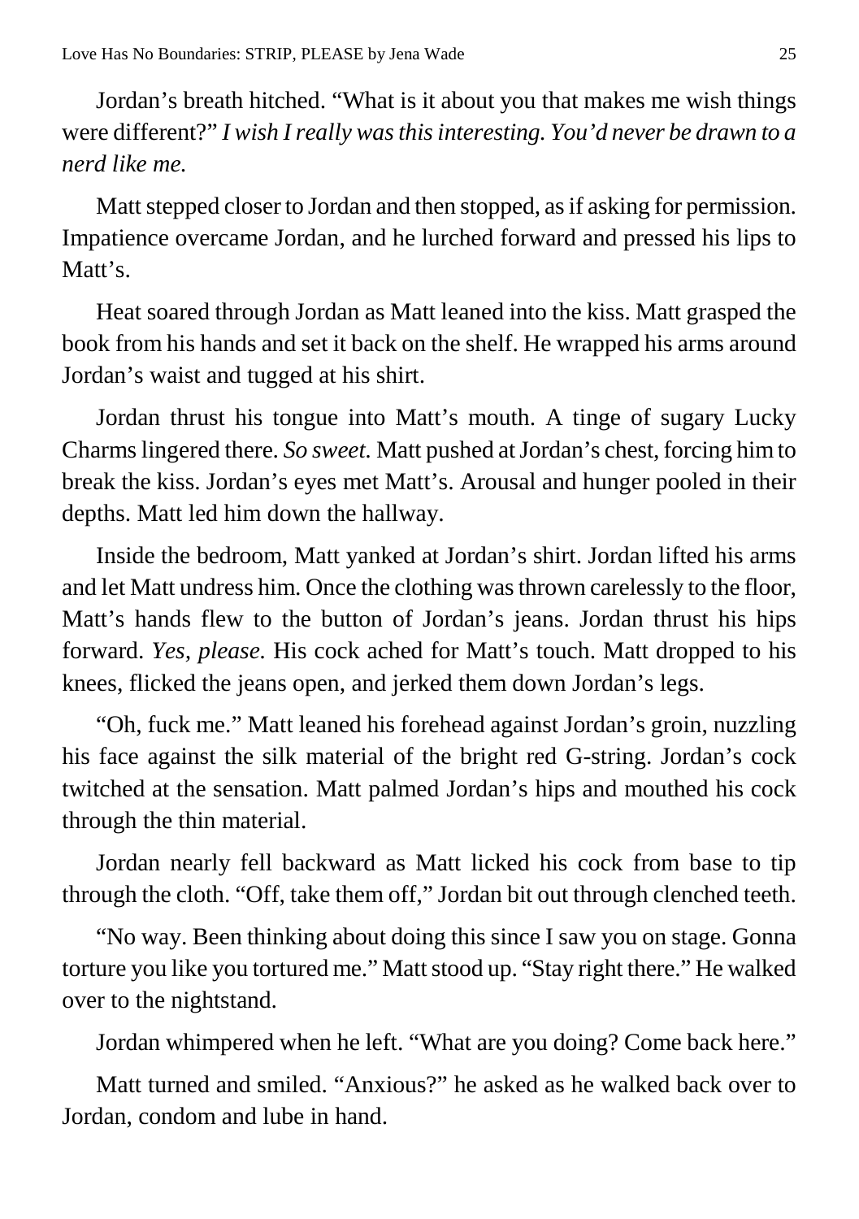Jordan's breath hitched. "What is it about you that makes me wish things were different?" *I wish I really was this interesting. You'd never be drawn to a nerd like me.*

Matt stepped closer to Jordan and then stopped, as if asking for permission. Impatience overcame Jordan, and he lurched forward and pressed his lips to Matt's.

Heat soared through Jordan as Matt leaned into the kiss. Matt grasped the book from his hands and set it back on the shelf. He wrapped his arms around Jordan's waist and tugged at his shirt.

Jordan thrust his tongue into Matt's mouth. A tinge of sugary Lucky Charms lingered there. *So sweet.* Matt pushed at Jordan's chest, forcing him to break the kiss. Jordan's eyes met Matt's. Arousal and hunger pooled in their depths. Matt led him down the hallway.

Inside the bedroom, Matt yanked at Jordan's shirt. Jordan lifted his arms and let Matt undress him. Once the clothing was thrown carelessly to the floor, Matt's hands flew to the button of Jordan's jeans. Jordan thrust his hips forward. *Yes, please.* His cock ached for Matt's touch. Matt dropped to his knees, flicked the jeans open, and jerked them down Jordan's legs.

"Oh, fuck me." Matt leaned his forehead against Jordan's groin, nuzzling his face against the silk material of the bright red G-string. Jordan's cock twitched at the sensation. Matt palmed Jordan's hips and mouthed his cock through the thin material.

Jordan nearly fell backward as Matt licked his cock from base to tip through the cloth. "Off, take them off," Jordan bit out through clenched teeth.

"No way. Been thinking about doing this since I saw you on stage. Gonna torture you like you tortured me." Matt stood up. "Stay right there." He walked over to the nightstand.

Jordan whimpered when he left. "What are you doing? Come back here."

Matt turned and smiled. "Anxious?" he asked as he walked back over to Jordan, condom and lube in hand.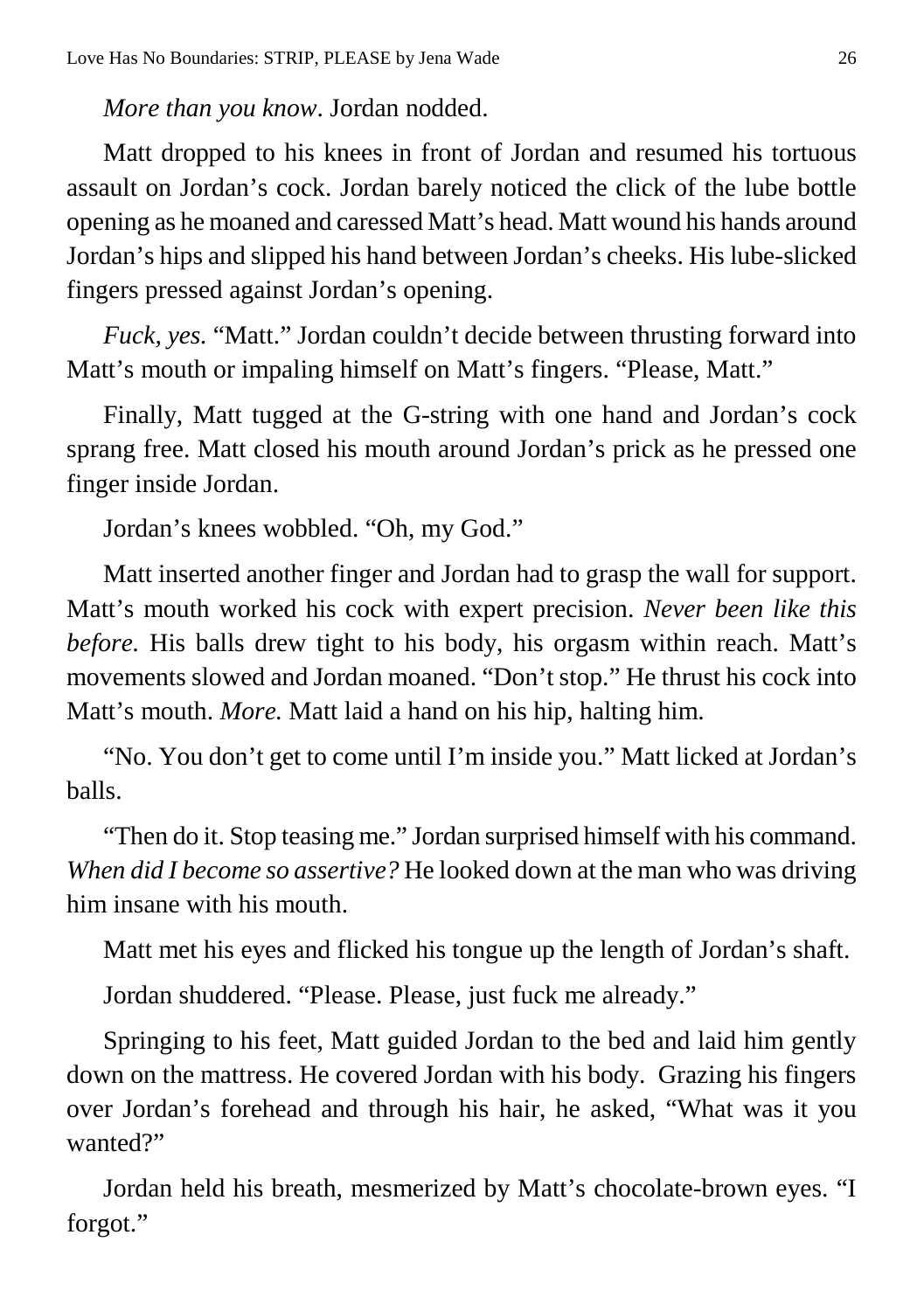*More than you know*. Jordan nodded.

Matt dropped to his knees in front of Jordan and resumed his tortuous assault on Jordan's cock. Jordan barely noticed the click of the lube bottle opening as he moaned and caressed Matt's head. Matt wound his hands around Jordan's hips and slipped his hand between Jordan's cheeks. His lube-slicked fingers pressed against Jordan's opening.

*Fuck, yes.* "Matt." Jordan couldn't decide between thrusting forward into Matt's mouth or impaling himself on Matt's fingers. "Please, Matt."

Finally, Matt tugged at the G-string with one hand and Jordan's cock sprang free. Matt closed his mouth around Jordan's prick as he pressed one finger inside Jordan.

Jordan's knees wobbled. "Oh, my God."

Matt inserted another finger and Jordan had to grasp the wall for support. Matt's mouth worked his cock with expert precision. *Never been like this before*. His balls drew tight to his body, his orgasm within reach. Matt's movements slowed and Jordan moaned. "Don't stop." He thrust his cock into Matt's mouth. *More.* Matt laid a hand on his hip, halting him.

"No. You don't get to come until I'm inside you." Matt licked at Jordan's balls.

"Then do it. Stop teasing me." Jordan surprised himself with his command. *When did I become so assertive?* He looked down at the man who was driving him insane with his mouth.

Matt met his eyes and flicked his tongue up the length of Jordan's shaft.

Jordan shuddered. "Please. Please, just fuck me already."

Springing to his feet, Matt guided Jordan to the bed and laid him gently down on the mattress. He covered Jordan with his body. Grazing his fingers over Jordan's forehead and through his hair, he asked, "What was it you wanted?"

Jordan held his breath, mesmerized by Matt's chocolate-brown eyes. "I forgot."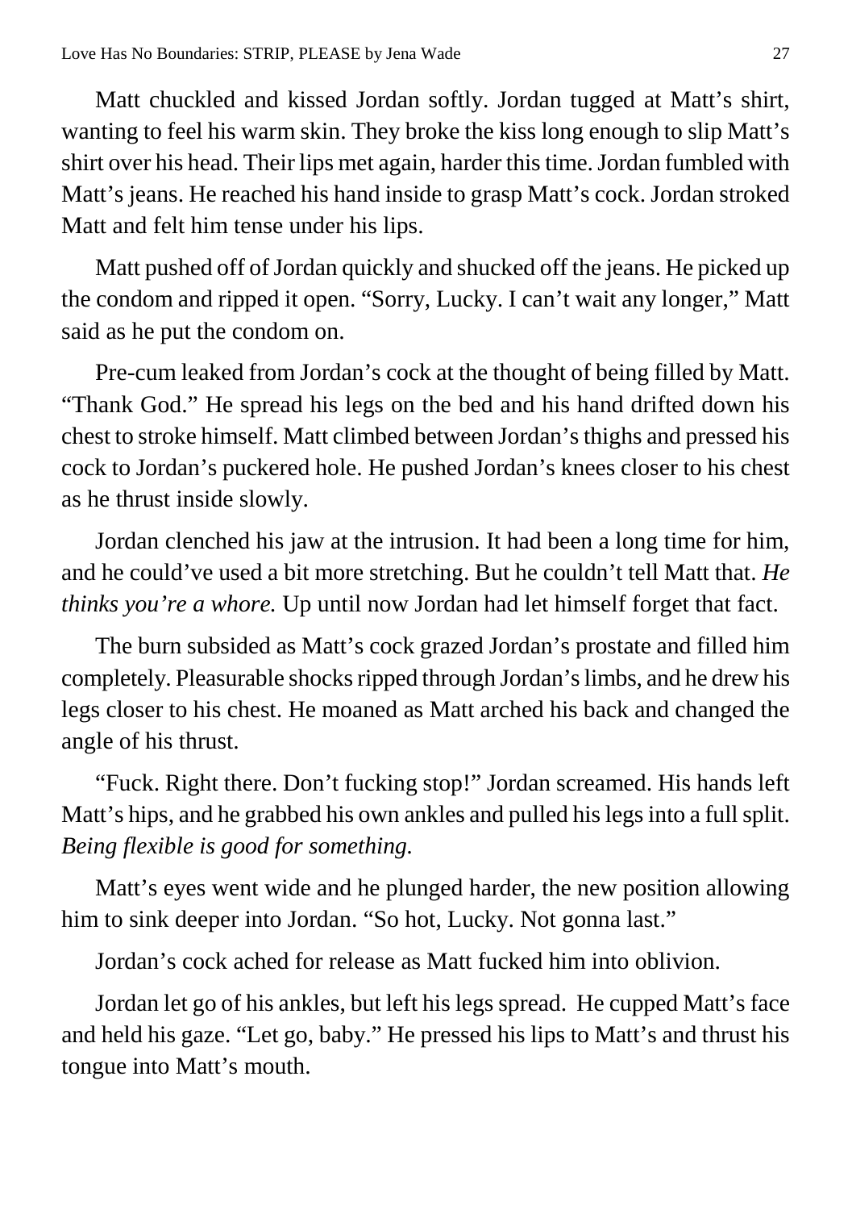Matt chuckled and kissed Jordan softly. Jordan tugged at Matt's shirt, wanting to feel his warm skin. They broke the kiss long enough to slip Matt's shirt over his head. Their lips met again, harder this time. Jordan fumbled with Matt's jeans. He reached his hand inside to grasp Matt's cock. Jordan stroked Matt and felt him tense under his lips.

Matt pushed off of Jordan quickly and shucked off the jeans. He picked up the condom and ripped it open. "Sorry, Lucky. I can't wait any longer," Matt said as he put the condom on.

Pre-cum leaked from Jordan's cock at the thought of being filled by Matt. "Thank God." He spread his legs on the bed and his hand drifted down his chest to stroke himself. Matt climbed between Jordan's thighs and pressed his cock to Jordan's puckered hole. He pushed Jordan's knees closer to his chest as he thrust inside slowly.

Jordan clenched his jaw at the intrusion. It had been a long time for him, and he could've used a bit more stretching. But he couldn't tell Matt that. *He thinks you're a whore.* Up until now Jordan had let himself forget that fact.

The burn subsided as Matt's cock grazed Jordan's prostate and filled him completely. Pleasurable shocks ripped through Jordan's limbs, and he drew his legs closer to his chest. He moaned as Matt arched his back and changed the angle of his thrust.

"Fuck. Right there. Don't fucking stop!" Jordan screamed. His hands left Matt's hips, and he grabbed his own ankles and pulled his legs into a full split. *Being flexible is good for something.*

Matt's eyes went wide and he plunged harder, the new position allowing him to sink deeper into Jordan. "So hot, Lucky. Not gonna last."

Jordan's cock ached for release as Matt fucked him into oblivion.

Jordan let go of his ankles, but left his legs spread. He cupped Matt's face and held his gaze. "Let go, baby." He pressed his lips to Matt's and thrust his tongue into Matt's mouth.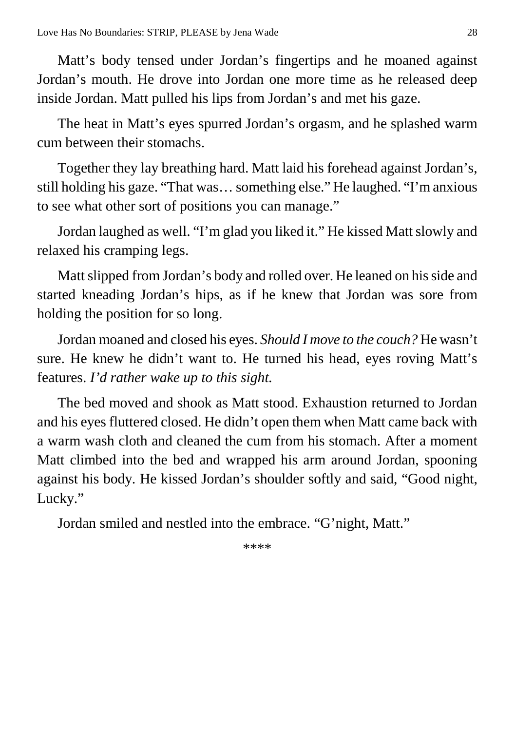Matt's body tensed under Jordan's fingertips and he moaned against Jordan's mouth. He drove into Jordan one more time as he released deep inside Jordan. Matt pulled his lips from Jordan's and met his gaze.

The heat in Matt's eyes spurred Jordan's orgasm, and he splashed warm cum between their stomachs.

Together they lay breathing hard. Matt laid his forehead against Jordan's, still holding his gaze. "That was… something else." He laughed. "I'm anxious to see what other sort of positions you can manage."

Jordan laughed as well. "I'm glad you liked it." He kissed Matt slowly and relaxed his cramping legs.

Matt slipped from Jordan's body and rolled over. He leaned on his side and started kneading Jordan's hips, as if he knew that Jordan was sore from holding the position for so long.

Jordan moaned and closed his eyes. *Should I move to the couch?* He wasn't sure. He knew he didn't want to. He turned his head, eyes roving Matt's features. *I'd rather wake up to this sight.*

The bed moved and shook as Matt stood. Exhaustion returned to Jordan and his eyes fluttered closed. He didn't open them when Matt came back with a warm wash cloth and cleaned the cum from his stomach. After a moment Matt climbed into the bed and wrapped his arm around Jordan, spooning against his body. He kissed Jordan's shoulder softly and said, "Good night, Lucky."

Jordan smiled and nestled into the embrace. "G'night, Matt."

****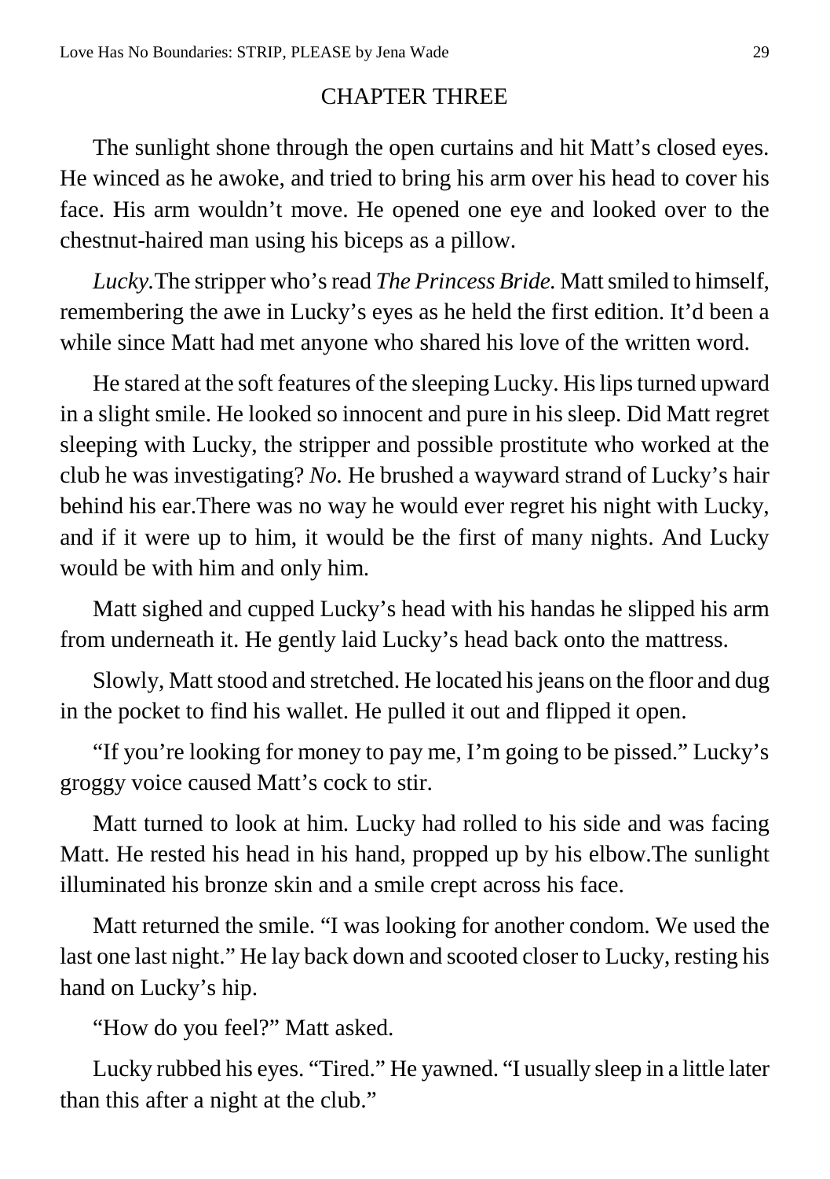## CHAPTER THREE

The sunlight shone through the open curtains and hit Matt's closed eyes. He winced as he awoke, and tried to bring his arm over his head to cover his face. His arm wouldn't move. He opened one eye and looked over to the chestnut-haired man using his biceps as a pillow.

*Lucky.*The stripper who's read *The Princess Bride.* Matt smiled to himself, remembering the awe in Lucky's eyes as he held the first edition. It'd been a while since Matt had met anyone who shared his love of the written word.

He stared at the soft features of the sleeping Lucky. His lips turned upward in a slight smile. He looked so innocent and pure in his sleep. Did Matt regret sleeping with Lucky, the stripper and possible prostitute who worked at the club he was investigating? *No.* He brushed a wayward strand of Lucky's hair behind his ear.There was no way he would ever regret his night with Lucky, and if it were up to him, it would be the first of many nights. And Lucky would be with him and only him.

Matt sighed and cupped Lucky's head with his handas he slipped his arm from underneath it. He gently laid Lucky's head back onto the mattress.

Slowly, Matt stood and stretched. He located his jeans on the floor and dug in the pocket to find his wallet. He pulled it out and flipped it open.

"If you're looking for money to pay me, I'm going to be pissed." Lucky's groggy voice caused Matt's cock to stir.

Matt turned to look at him. Lucky had rolled to his side and was facing Matt. He rested his head in his hand, propped up by his elbow.The sunlight illuminated his bronze skin and a smile crept across his face.

Matt returned the smile. "I was looking for another condom. We used the last one last night." He lay back down and scooted closer to Lucky, resting his hand on Lucky's hip.

"How do you feel?" Matt asked.

Lucky rubbed his eyes. "Tired." He yawned. "I usually sleep in a little later than this after a night at the club."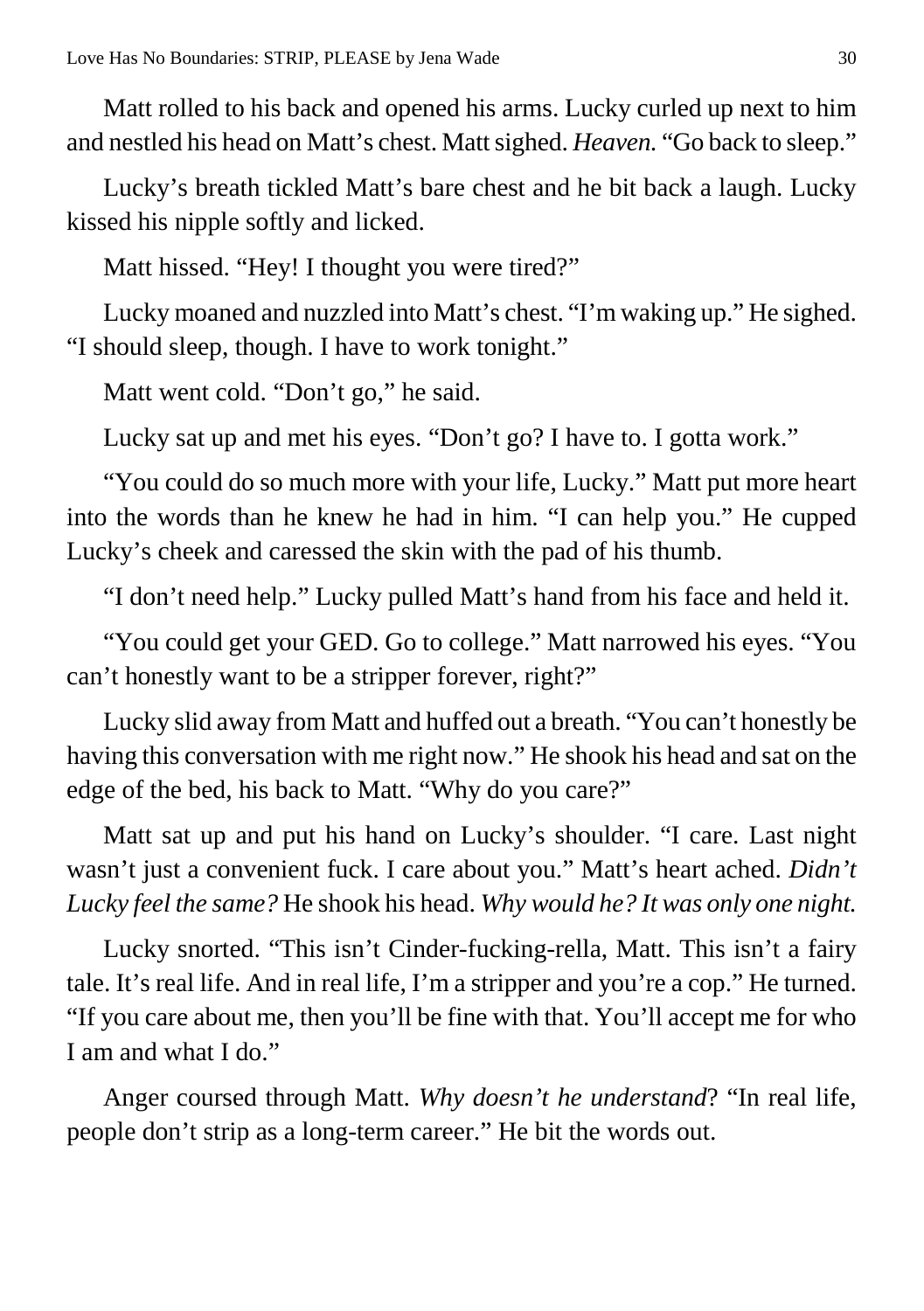Matt rolled to his back and opened his arms. Lucky curled up next to him and nestled his head on Matt's chest. Matt sighed. *Heaven.* "Go back to sleep."

Lucky's breath tickled Matt's bare chest and he bit back a laugh. Lucky kissed his nipple softly and licked.

Matt hissed. "Hey! I thought you were tired?"

Lucky moaned and nuzzled into Matt's chest. "I'm waking up." He sighed. "I should sleep, though. I have to work tonight."

Matt went cold. "Don't go," he said.

Lucky sat up and met his eyes. "Don't go? I have to. I gotta work."

"You could do so much more with your life, Lucky." Matt put more heart into the words than he knew he had in him. "I can help you." He cupped Lucky's cheek and caressed the skin with the pad of his thumb.

"I don't need help." Lucky pulled Matt's hand from his face and held it.

"You could get your GED. Go to college." Matt narrowed his eyes. "You can't honestly want to be a stripper forever, right?"

Lucky slid away from Matt and huffed out a breath. "You can't honestly be having this conversation with me right now." He shook his head and sat on the edge of the bed, his back to Matt. "Why do you care?"

Matt sat up and put his hand on Lucky's shoulder. "I care. Last night wasn't just a convenient fuck. I care about you." Matt's heart ached. *Didn't Lucky feel the same?* He shook his head. *Why would he? It was only one night.*

Lucky snorted. "This isn't Cinder-fucking-rella, Matt. This isn't a fairy tale. It's real life. And in real life, I'm a stripper and you're a cop." He turned. "If you care about me, then you'll be fine with that. You'll accept me for who I am and what I do."

Anger coursed through Matt. *Why doesn't he understand*? "In real life, people don't strip as a long-term career." He bit the words out.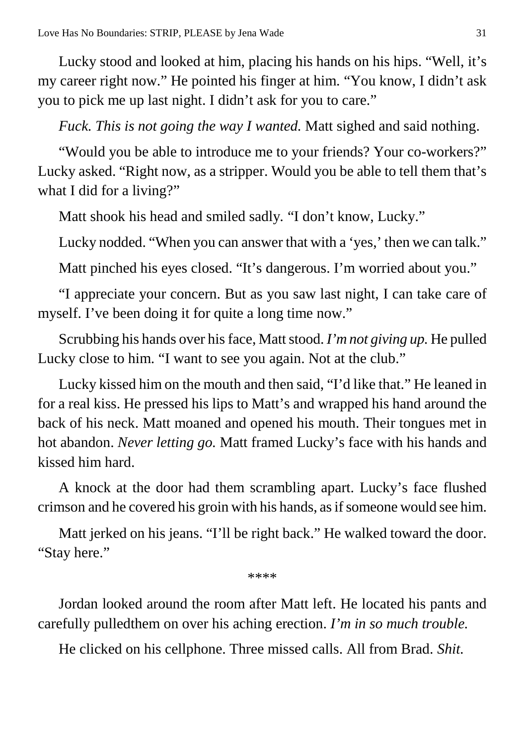Lucky stood and looked at him, placing his hands on his hips. “Well, it’s my career right now.” He pointed his finger at him. “You know, I didn’t ask you to pick me up last night. I didn’t ask for you to care.”

*Fuck. This is not going the way I wanted.* Matt sighed and said nothing.

“Would you be able to introduce me to your friends? Your co-workers?” Lucky asked. “Right now, as a stripper. Would you be able to tell them that’s what I did for a living?”

Matt shook his head and smiled sadly. “I don’t know, Lucky.”

Lucky nodded. “When you can answer that with a ‘yes,’ then we can talk.”

Matt pinched his eyes closed. “It’s dangerous. I’m worried about you.”

“I appreciate your concern. But as you saw last night, I can take care of myself. I’ve been doing it for quite a long time now.”

Scrubbing his hands over his face, Matt stood. *I’m not giving up.* He pulled Lucky close to him. “I want to see you again. Not at the club.”

Lucky kissed him on the mouth and then said, “I’d like that.” He leaned in for a real kiss. He pressed his lips to Matt’s and wrapped his hand around the back of his neck. Matt moaned and opened his mouth. Their tongues met in hot abandon. *Never letting go.* Matt framed Lucky’s face with his hands and kissed him hard.

A knock at the door had them scrambling apart. Lucky’s face flushed crimson and he covered his groin with his hands, as if someone would see him.

Matt jerked on his jeans. “I’ll be right back.” He walked toward the door. “Stay here.”

\*\*\*\*

Jordan looked around the room after Matt left. He located his pants and carefully pulledthem on over his aching erection. *I’m in so much trouble.*

He clicked on his cellphone. Three missed calls. All from Brad. *Shit.*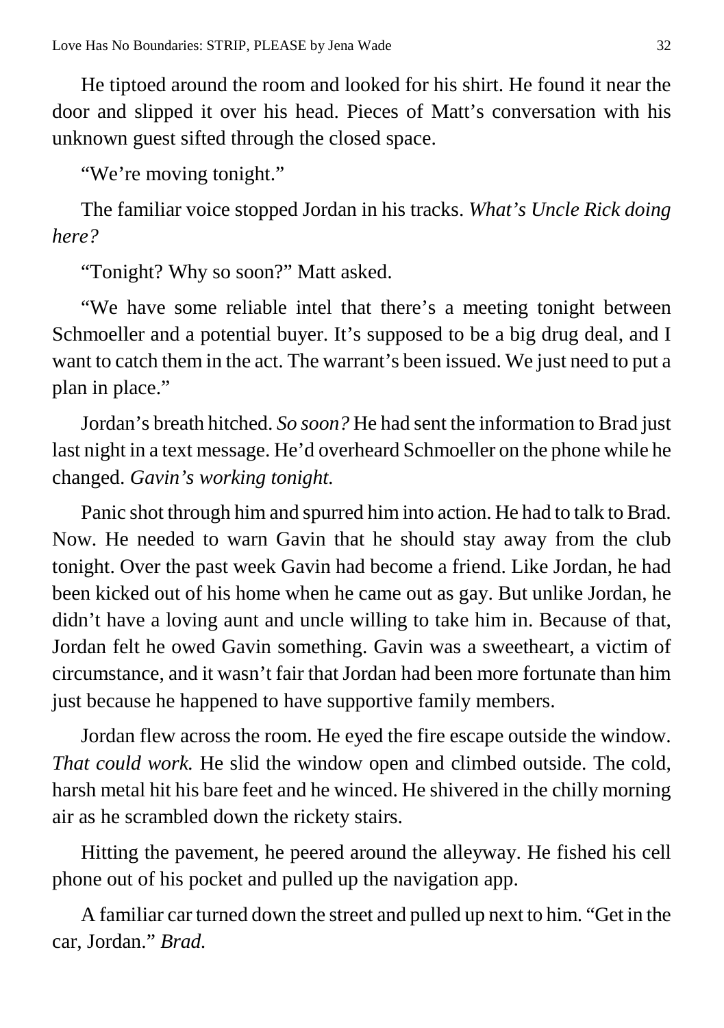He tiptoed around the room and looked for his shirt. He found it near the door and slipped it over his head. Pieces of Matt's conversation with his unknown guest sifted through the closed space.

"We're moving tonight."

The familiar voice stopped Jordan in his tracks. *What's Uncle Rick doing here?*

"Tonight? Why so soon?" Matt asked.

"We have some reliable intel that there's a meeting tonight between Schmoeller and a potential buyer. It's supposed to be a big drug deal, and I want to catch them in the act. The warrant's been issued. We just need to put a plan in place."

Jordan's breath hitched. *So soon?* He had sent the information to Brad just last night in a text message. He'd overheard Schmoeller on the phone while he changed. *Gavin's working tonight.*

Panic shot through him and spurred him into action. He had to talk to Brad. Now. He needed to warn Gavin that he should stay away from the club tonight. Over the past week Gavin had become a friend. Like Jordan, he had been kicked out of his home when he came out as gay. But unlike Jordan, he didn't have a loving aunt and uncle willing to take him in. Because of that, Jordan felt he owed Gavin something. Gavin was a sweetheart, a victim of circumstance, and it wasn't fair that Jordan had been more fortunate than him just because he happened to have supportive family members.

Jordan flew across the room. He eyed the fire escape outside the window. *That could work.* He slid the window open and climbed outside. The cold, harsh metal hit his bare feet and he winced. He shivered in the chilly morning air as he scrambled down the rickety stairs.

Hitting the pavement, he peered around the alleyway. He fished his cell phone out of his pocket and pulled up the navigation app.

A familiar car turned down the street and pulled up next to him. "Get in the car, Jordan." *Brad.*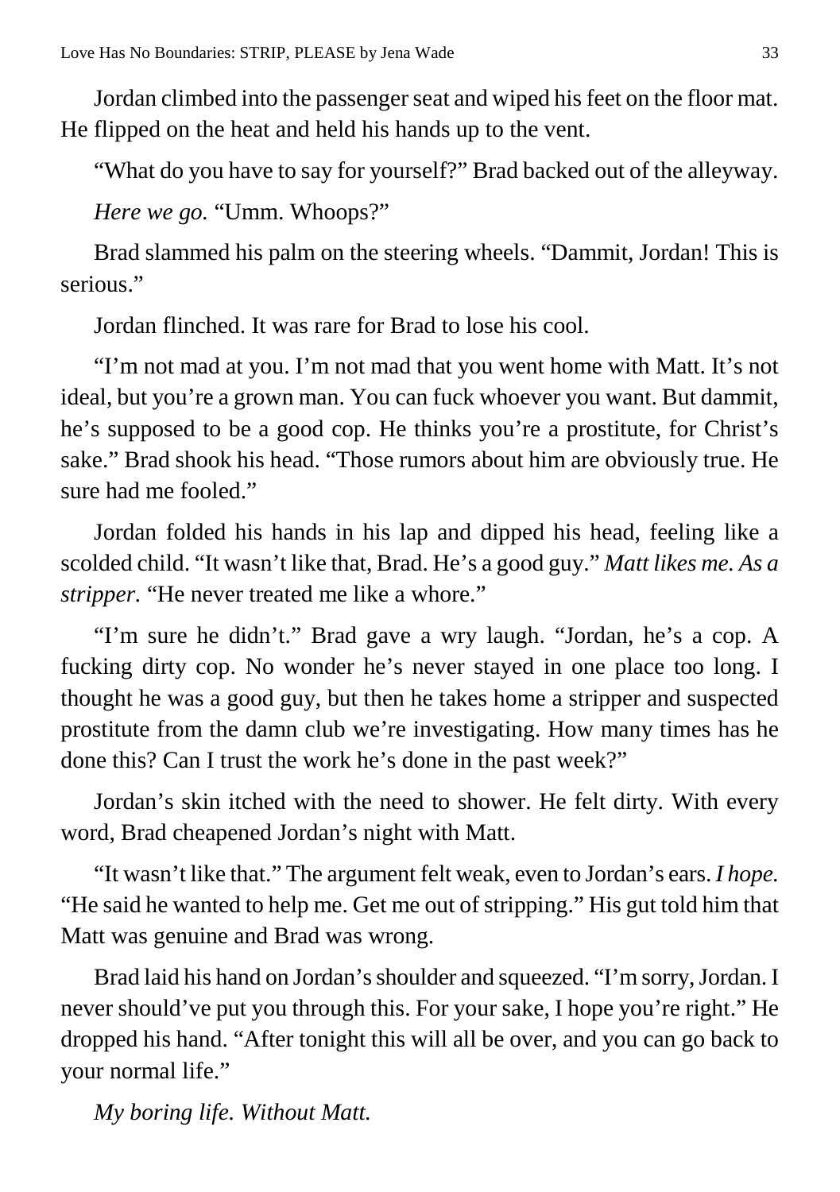Jordan climbed into the passenger seat and wiped his feet on the floor mat. He flipped on the heat and held his hands up to the vent.

"What do you have to say for yourself?" Brad backed out of the alleyway.

*Here we go.* "Umm. Whoops?"

Brad slammed his palm on the steering wheels. "Dammit, Jordan! This is serious."

Jordan flinched. It was rare for Brad to lose his cool.

"I'm not mad at you. I'm not mad that you went home with Matt. It's not ideal, but you're a grown man. You can fuck whoever you want. But dammit, he's supposed to be a good cop. He thinks you're a prostitute, for Christ's sake." Brad shook his head. "Those rumors about him are obviously true. He sure had me fooled."

Jordan folded his hands in his lap and dipped his head, feeling like a scolded child. "It wasn't like that, Brad. He's a good guy." *Matt likes me. As a stripper.* "He never treated me like a whore."

"I'm sure he didn't." Brad gave a wry laugh. "Jordan, he's a cop. A fucking dirty cop. No wonder he's never stayed in one place too long. I thought he was a good guy, but then he takes home a stripper and suspected prostitute from the damn club we're investigating. How many times has he done this? Can I trust the work he's done in the past week?"

Jordan's skin itched with the need to shower. He felt dirty. With every word, Brad cheapened Jordan's night with Matt.

"It wasn't like that." The argument felt weak, even to Jordan's ears. *I hope.* "He said he wanted to help me. Get me out of stripping." His gut told him that Matt was genuine and Brad was wrong.

Brad laid his hand on Jordan's shoulder and squeezed. "I'm sorry, Jordan. I never should've put you through this. For your sake, I hope you're right." He dropped his hand. "After tonight this will all be over, and you can go back to your normal life."

*My boring life. Without Matt.*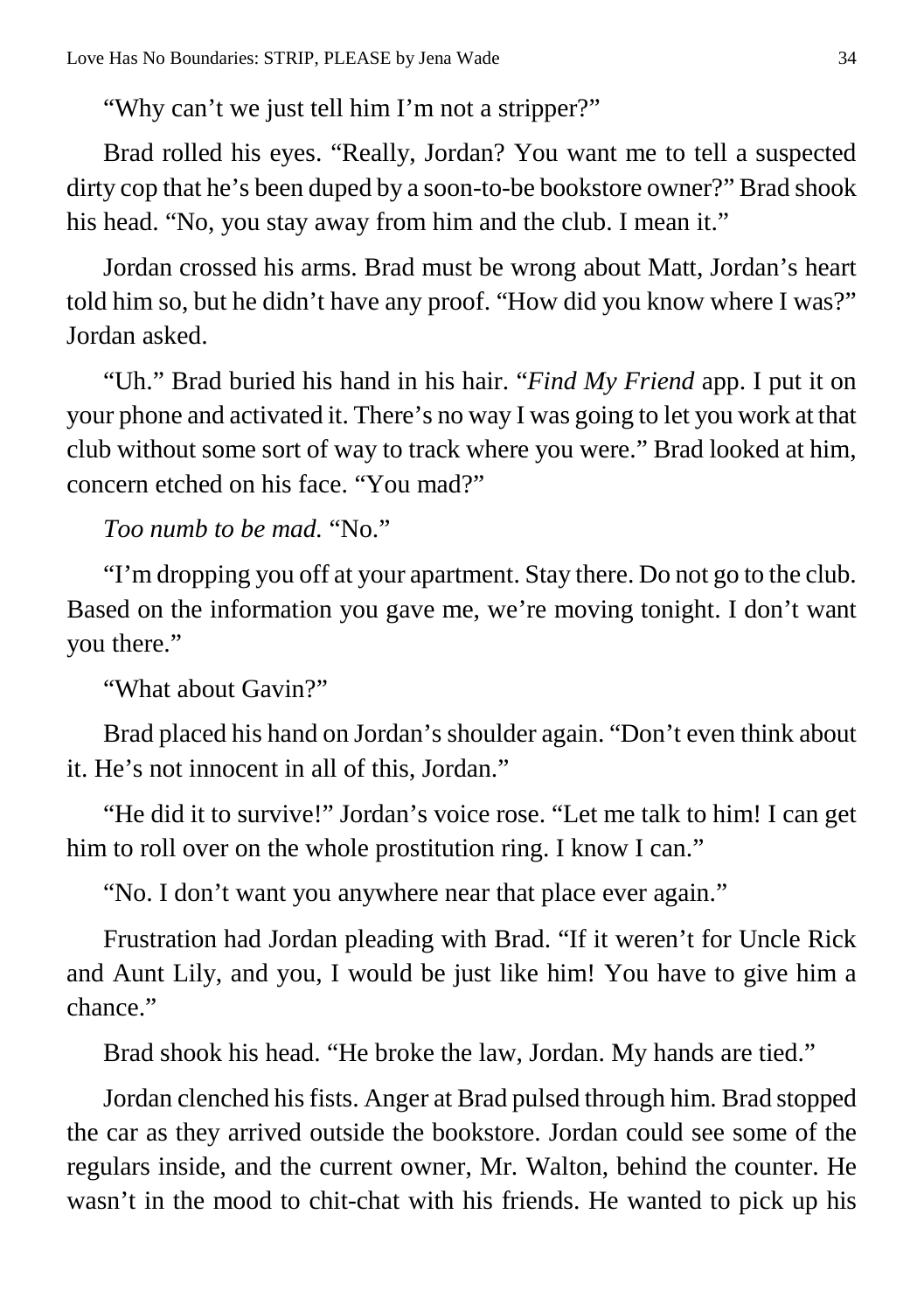"Why can't we just tell him I'm not a stripper?"

Brad rolled his eyes. "Really, Jordan? You want me to tell a suspected dirty cop that he's been duped by a soon-to-be bookstore owner?" Brad shook his head. "No, you stay away from him and the club. I mean it."

Jordan crossed his arms. Brad must be wrong about Matt, Jordan's heart told him so, but he didn't have any proof. "How did you know where I was?" Jordan asked.

"Uh." Brad buried his hand in his hair. "*Find My Friend* app. I put it on your phone and activated it. There's no way I was going to let you work at that club without some sort of way to track where you were." Brad looked at him, concern etched on his face. "You mad?"

*Too numb to be mad.* "No."

"I'm dropping you off at your apartment. Stay there. Do not go to the club. Based on the information you gave me, we're moving tonight. I don't want you there."

"What about Gavin?"

Brad placed his hand on Jordan's shoulder again. "Don't even think about it. He's not innocent in all of this, Jordan."

"He did it to survive!" Jordan's voice rose. "Let me talk to him! I can get him to roll over on the whole prostitution ring. I know I can."

"No. I don't want you anywhere near that place ever again."

Frustration had Jordan pleading with Brad. "If it weren't for Uncle Rick and Aunt Lily, and you, I would be just like him! You have to give him a chance."

Brad shook his head. "He broke the law, Jordan. My hands are tied."

Jordan clenched his fists. Anger at Brad pulsed through him. Brad stopped the car as they arrived outside the bookstore. Jordan could see some of the regulars inside, and the current owner, Mr. Walton, behind the counter. He wasn't in the mood to chit-chat with his friends. He wanted to pick up his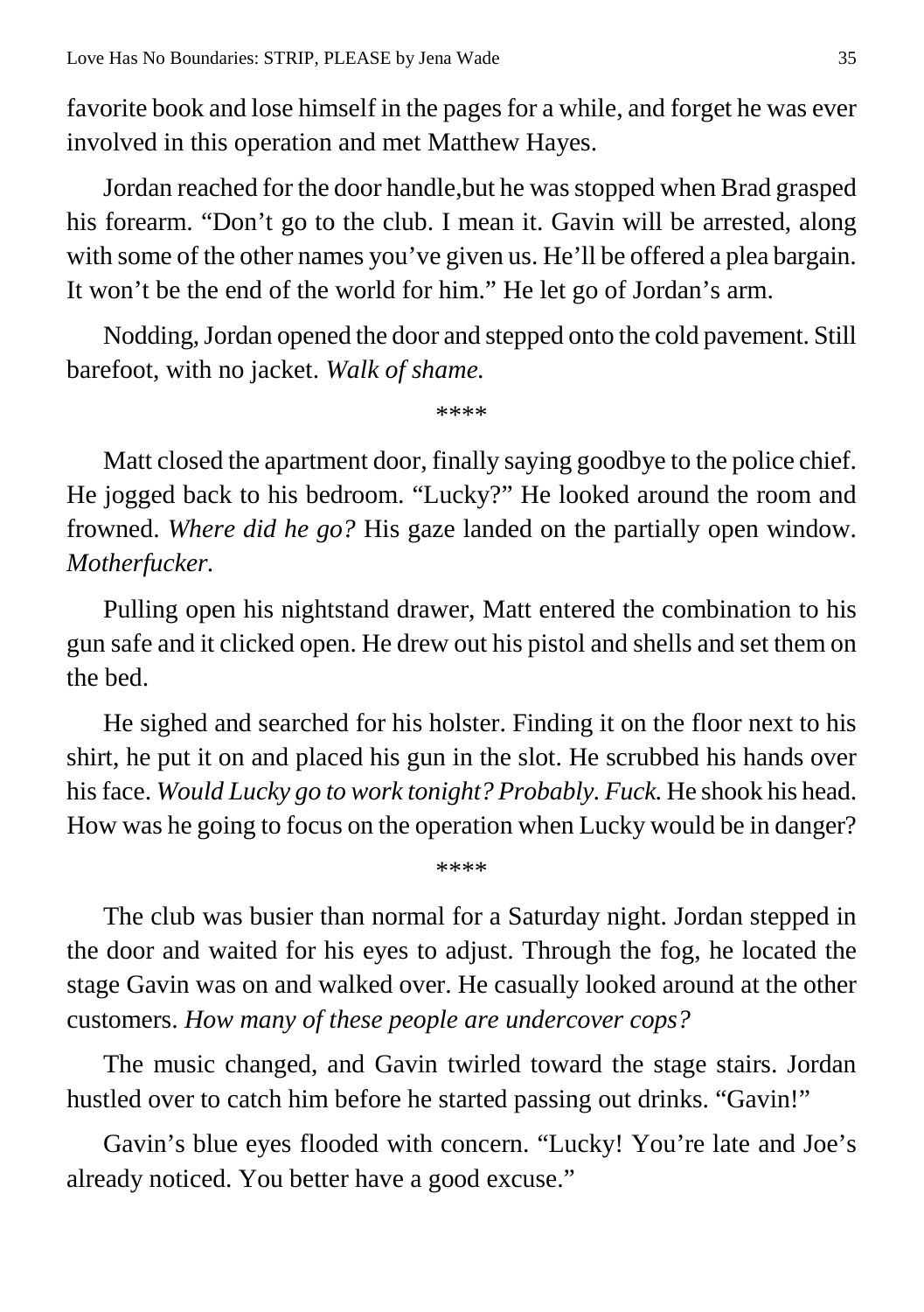favorite book and lose himself in the pages for a while, and forget he was ever involved in this operation and met Matthew Hayes.

Jordan reached for the door handle,but he was stopped when Brad grasped his forearm. "Don't go to the club. I mean it. Gavin will be arrested, along with some of the other names you've given us. He'll be offered a plea bargain. It won't be the end of the world for him." He let go of Jordan's arm.

Nodding, Jordan opened the door and stepped onto the cold pavement. Still barefoot, with no jacket. *Walk of shame.*

\*\*\*\*

Matt closed the apartment door, finally saying goodbye to the police chief. He jogged back to his bedroom. "Lucky?" He looked around the room and frowned. *Where did he go?* His gaze landed on the partially open window. *Motherfucker.*

Pulling open his nightstand drawer, Matt entered the combination to his gun safe and it clicked open. He drew out his pistol and shells and set them on the bed.

He sighed and searched for his holster. Finding it on the floor next to his shirt, he put it on and placed his gun in the slot. He scrubbed his hands over his face. *Would Lucky go to work tonight? Probably. Fuck.* He shook his head. How was he going to focus on the operation when Lucky would be in danger?

\*\*\*\*

The club was busier than normal for a Saturday night. Jordan stepped in the door and waited for his eyes to adjust. Through the fog, he located the stage Gavin was on and walked over. He casually looked around at the other customers. *How many of these people are undercover cops?*

The music changed, and Gavin twirled toward the stage stairs. Jordan hustled over to catch him before he started passing out drinks. "Gavin!"

Gavin's blue eyes flooded with concern. "Lucky! You're late and Joe's already noticed. You better have a good excuse."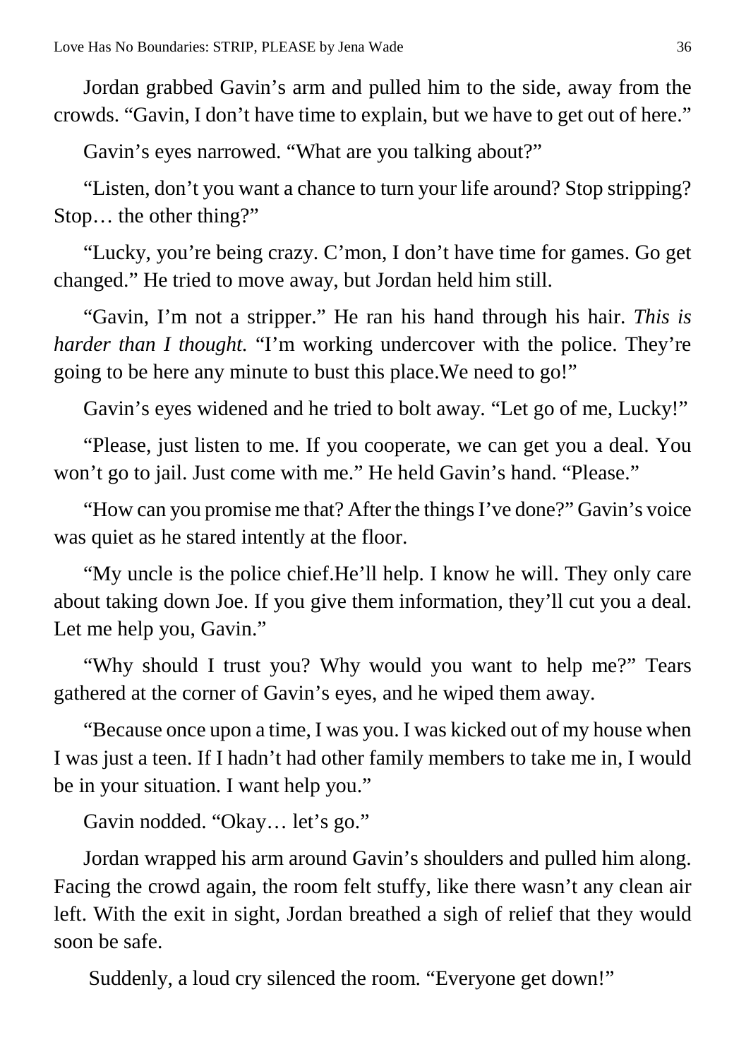Jordan grabbed Gavin's arm and pulled him to the side, away from the crowds. "Gavin, I don't have time to explain, but we have to get out of here."

Gavin's eyes narrowed. "What are you talking about?"

"Listen, don't you want a chance to turn your life around? Stop stripping? Stop… the other thing?"

"Lucky, you're being crazy. C'mon, I don't have time for games. Go get changed." He tried to move away, but Jordan held him still.

"Gavin, I'm not a stripper." He ran his hand through his hair. *This is harder than I thought.* "I'm working undercover with the police. They're going to be here any minute to bust this place.We need to go!"

Gavin's eyes widened and he tried to bolt away. "Let go of me, Lucky!"

"Please, just listen to me. If you cooperate, we can get you a deal. You won't go to jail. Just come with me." He held Gavin's hand. "Please."

"How can you promise me that? After the things I've done?" Gavin's voice was quiet as he stared intently at the floor.

"My uncle is the police chief.He'll help. I know he will. They only care about taking down Joe. If you give them information, they'll cut you a deal. Let me help you, Gavin."

"Why should I trust you? Why would you want to help me?" Tears gathered at the corner of Gavin's eyes, and he wiped them away.

"Because once upon a time, I was you. I was kicked out of my house when I was just a teen. If I hadn't had other family members to take me in, I would be in your situation. I want help you."

Gavin nodded. "Okay… let's go."

Jordan wrapped his arm around Gavin's shoulders and pulled him along. Facing the crowd again, the room felt stuffy, like there wasn't any clean air left. With the exit in sight, Jordan breathed a sigh of relief that they would soon be safe.

Suddenly, a loud cry silenced the room. "Everyone get down!"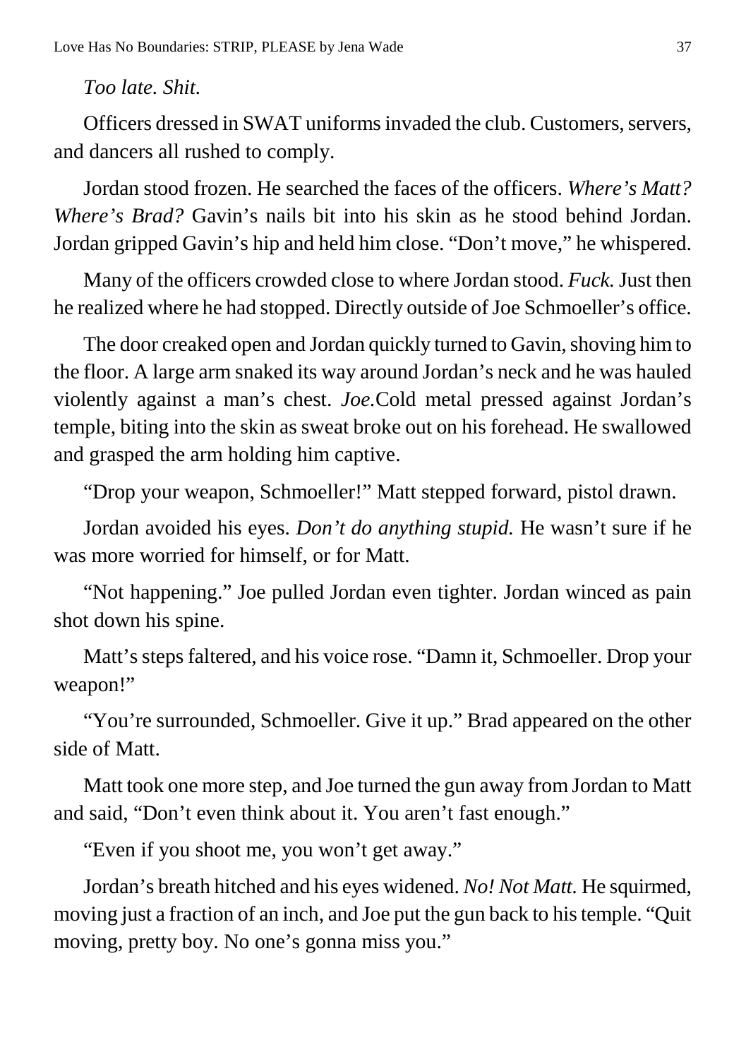*Too late. Shit.*

Officers dressed in SWAT uniforms invaded the club. Customers, servers, and dancers all rushed to comply.

Jordan stood frozen. He searched the faces of the officers. *Where's Matt? Where's Brad?* Gavin's nails bit into his skin as he stood behind Jordan. Jordan gripped Gavin's hip and held him close. "Don't move," he whispered.

Many of the officers crowded close to where Jordan stood. *Fuck.* Just then he realized where he had stopped. Directly outside of Joe Schmoeller's office.

The door creaked open and Jordan quickly turned to Gavin, shoving him to the floor. A large arm snaked its way around Jordan's neck and he was hauled violently against a man's chest. *Joe.*Cold metal pressed against Jordan's temple, biting into the skin as sweat broke out on his forehead. He swallowed and grasped the arm holding him captive.

"Drop your weapon, Schmoeller!" Matt stepped forward, pistol drawn.

Jordan avoided his eyes. *Don't do anything stupid.* He wasn't sure if he was more worried for himself, or for Matt.

"Not happening." Joe pulled Jordan even tighter. Jordan winced as pain shot down his spine.

Matt's steps faltered, and his voice rose. "Damn it, Schmoeller. Drop your weapon!"

"You're surrounded, Schmoeller. Give it up." Brad appeared on the other side of Matt.

Matt took one more step, and Joe turned the gun away from Jordan to Matt and said, "Don't even think about it. You aren't fast enough."

"Even if you shoot me, you won't get away."

Jordan's breath hitched and his eyes widened. *No! Not Matt.* He squirmed, moving just a fraction of an inch, and Joe put the gun back to his temple. "Quit moving, pretty boy. No one's gonna miss you."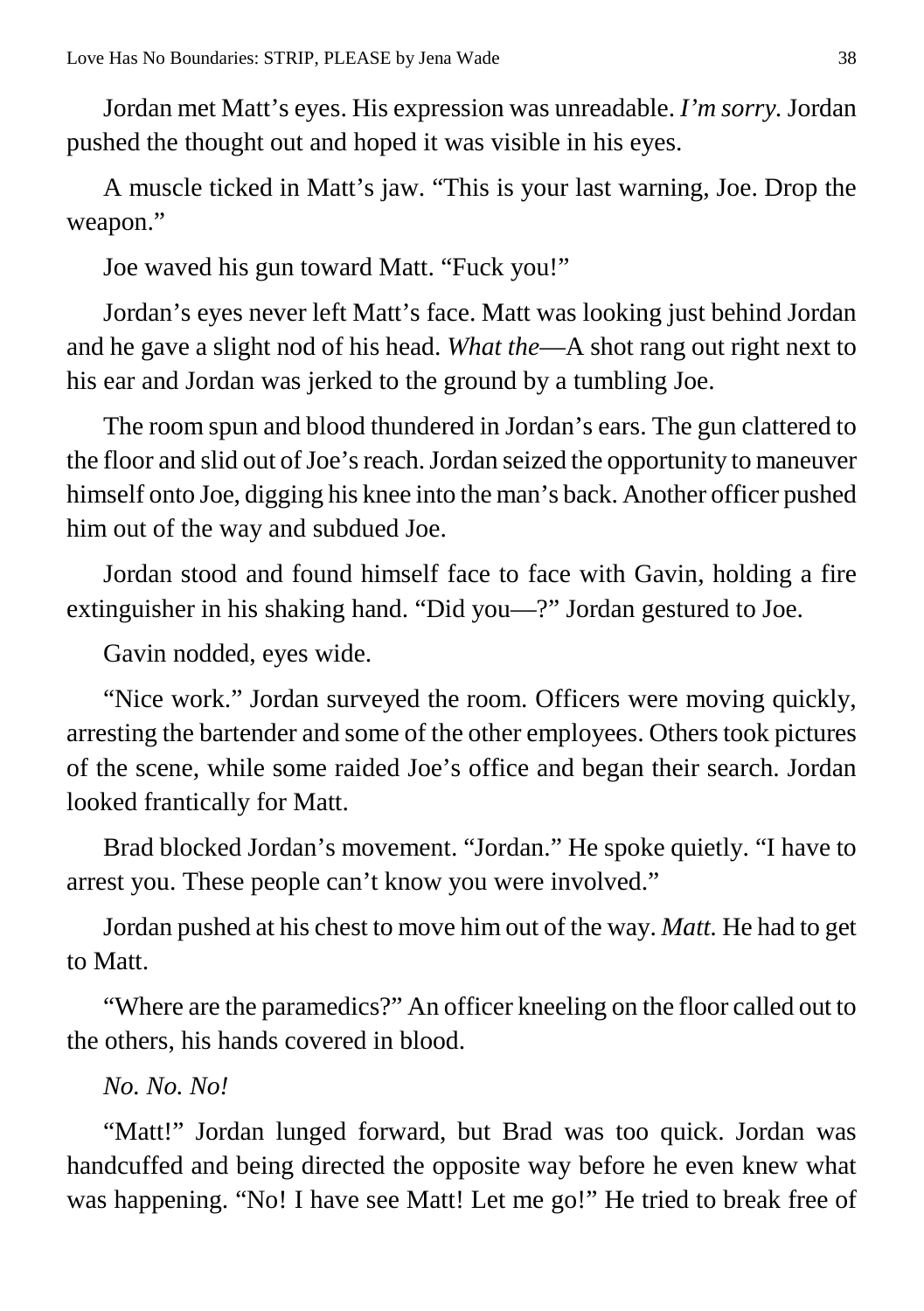Jordan met Matt's eyes. His expression was unreadable. *I'm sorry.* Jordan pushed the thought out and hoped it was visible in his eyes.

A muscle ticked in Matt's jaw. "This is your last warning, Joe. Drop the weapon."

Joe waved his gun toward Matt. "Fuck you!"

Jordan's eyes never left Matt's face. Matt was looking just behind Jordan and he gave a slight nod of his head. *What the*—A shot rang out right next to his ear and Jordan was jerked to the ground by a tumbling Joe.

The room spun and blood thundered in Jordan's ears. The gun clattered to the floor and slid out of Joe's reach. Jordan seized the opportunity to maneuver himself onto Joe, digging his knee into the man's back. Another officer pushed him out of the way and subdued Joe.

Jordan stood and found himself face to face with Gavin, holding a fire extinguisher in his shaking hand. "Did you—?" Jordan gestured to Joe.

Gavin nodded, eyes wide.

"Nice work." Jordan surveyed the room. Officers were moving quickly, arresting the bartender and some of the other employees. Others took pictures of the scene, while some raided Joe's office and began their search. Jordan looked frantically for Matt.

Brad blocked Jordan's movement. "Jordan." He spoke quietly. "I have to arrest you. These people can't know you were involved."

Jordan pushed at his chest to move him out of the way. *Matt.* He had to get to Matt.

"Where are the paramedics?" An officer kneeling on the floor called out to the others, his hands covered in blood.

*No. No. No!*

"Matt!" Jordan lunged forward, but Brad was too quick. Jordan was handcuffed and being directed the opposite way before he even knew what was happening. "No! I have see Matt! Let me go!" He tried to break free of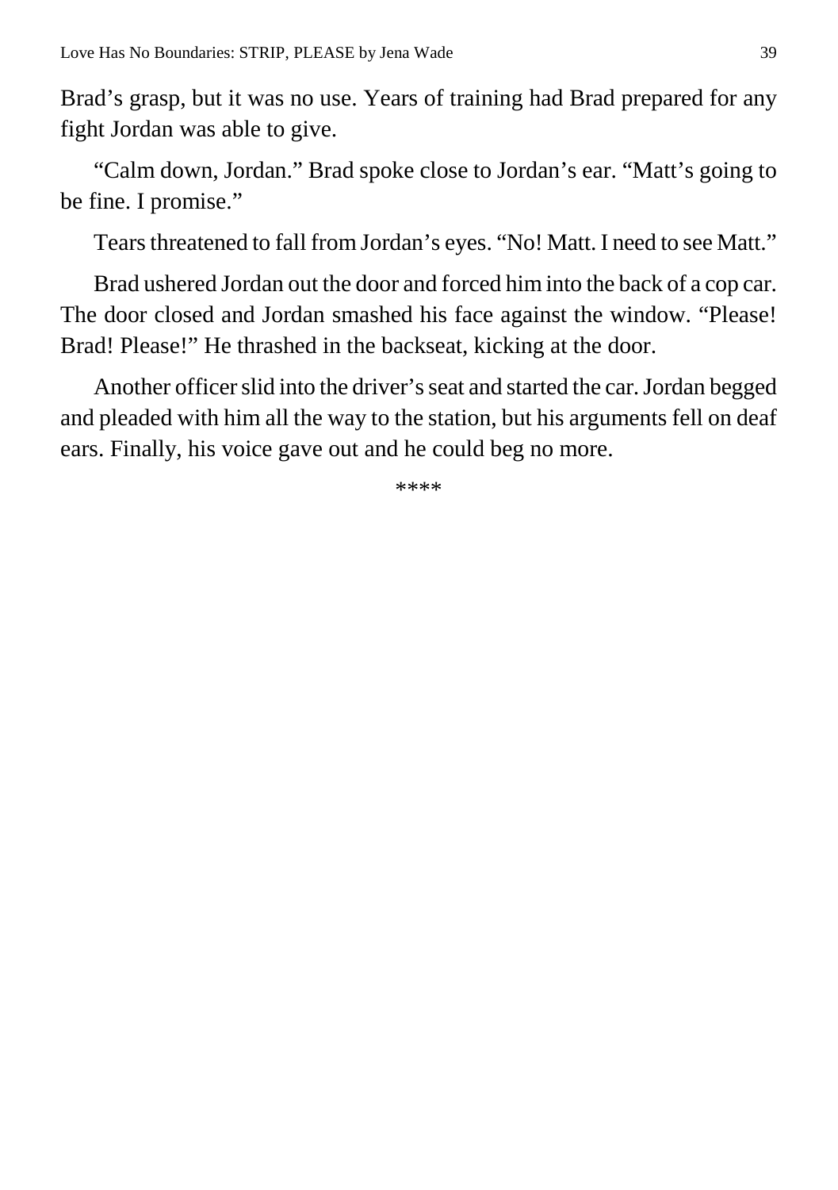Brad's grasp, but it was no use. Years of training had Brad prepared for any fight Jordan was able to give.

"Calm down, Jordan." Brad spoke close to Jordan's ear. "Matt's going to be fine. I promise."

Tears threatened to fall from Jordan's eyes. "No! Matt. I need to see Matt."

Brad ushered Jordan out the door and forced him into the back of a cop car. The door closed and Jordan smashed his face against the window. "Please! Brad! Please!" He thrashed in the backseat, kicking at the door.

Another officer slid into the driver's seat and started the car. Jordan begged and pleaded with him all the way to the station, but his arguments fell on deaf ears. Finally, his voice gave out and he could beg no more.

****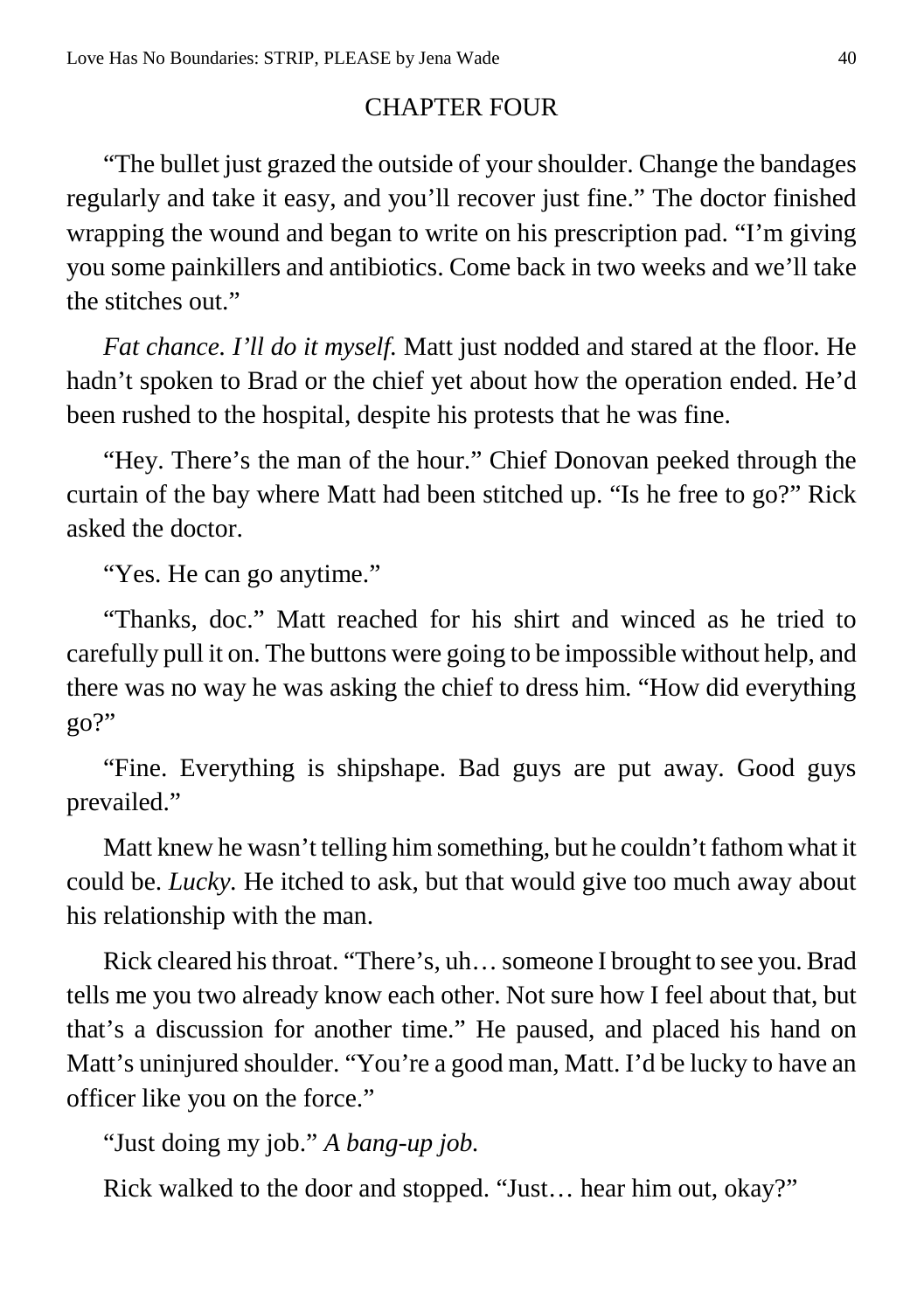## CHAPTER FOUR

"The bullet just grazed the outside of your shoulder. Change the bandages regularly and take it easy, and you'll recover just fine." The doctor finished wrapping the wound and began to write on his prescription pad. "I'm giving you some painkillers and antibiotics. Come back in two weeks and we'll take the stitches out."

*Fat chance. I'll do it myself.* Matt just nodded and stared at the floor. He hadn't spoken to Brad or the chief yet about how the operation ended. He'd been rushed to the hospital, despite his protests that he was fine.

"Hey. There's the man of the hour." Chief Donovan peeked through the curtain of the bay where Matt had been stitched up. "Is he free to go?" Rick asked the doctor.

"Yes. He can go anytime."

"Thanks, doc." Matt reached for his shirt and winced as he tried to carefully pull it on. The buttons were going to be impossible without help, and there was no way he was asking the chief to dress him. "How did everything go?"

"Fine. Everything is shipshape. Bad guys are put away. Good guys prevailed."

Matt knew he wasn't telling him something, but he couldn't fathom what it could be. *Lucky.* He itched to ask, but that would give too much away about his relationship with the man.

Rick cleared his throat. "There's, uh… someone I brought to see you. Brad tells me you two already know each other. Not sure how I feel about that, but that's a discussion for another time." He paused, and placed his hand on Matt's uninjured shoulder. "You're a good man, Matt. I'd be lucky to have an officer like you on the force."

"Just doing my job." *A bang-up job.*

Rick walked to the door and stopped. "Just… hear him out, okay?"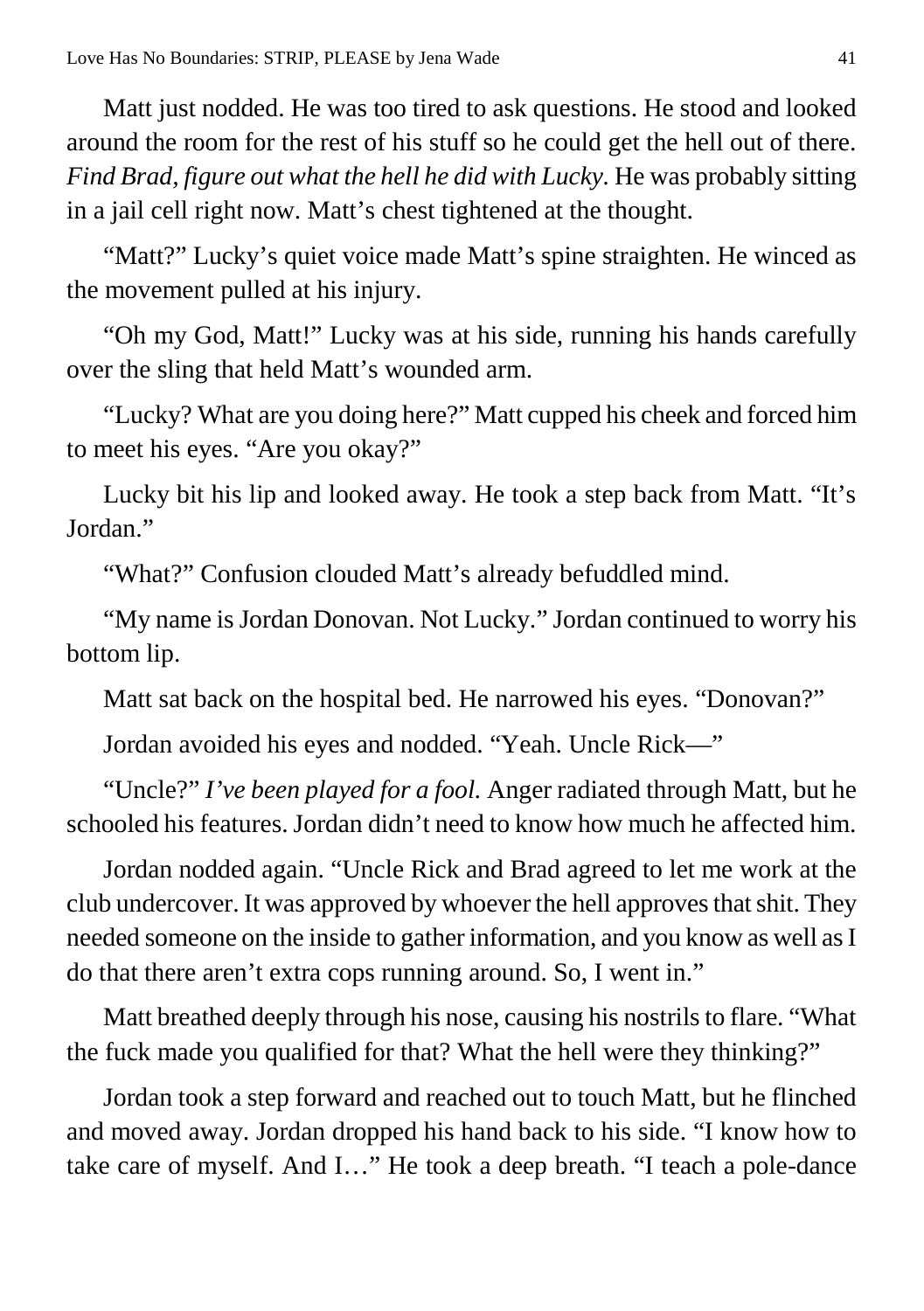Matt just nodded. He was too tired to ask questions. He stood and looked around the room for the rest of his stuff so he could get the hell out of there. *Find Brad, figure out what the hell he did with Lucky.* He was probably sitting in a jail cell right now. Matt's chest tightened at the thought.

"Matt?" Lucky's quiet voice made Matt's spine straighten. He winced as the movement pulled at his injury.

"Oh my God, Matt!" Lucky was at his side, running his hands carefully over the sling that held Matt's wounded arm.

"Lucky? What are you doing here?" Matt cupped his cheek and forced him to meet his eyes. "Are you okay?"

Lucky bit his lip and looked away. He took a step back from Matt. "It's Jordan."

"What?" Confusion clouded Matt's already befuddled mind.

"My name is Jordan Donovan. Not Lucky." Jordan continued to worry his bottom lip.

Matt sat back on the hospital bed. He narrowed his eyes. "Donovan?"

Jordan avoided his eyes and nodded. "Yeah. Uncle Rick—"

"Uncle?" *I've been played for a fool.* Anger radiated through Matt, but he schooled his features. Jordan didn't need to know how much he affected him.

Jordan nodded again. "Uncle Rick and Brad agreed to let me work at the club undercover. It was approved by whoever the hell approves that shit. They needed someone on the inside to gather information, and you know as well as I do that there aren't extra cops running around. So, I went in."

Matt breathed deeply through his nose, causing his nostrils to flare. "What the fuck made you qualified for that? What the hell were they thinking?"

Jordan took a step forward and reached out to touch Matt, but he flinched and moved away. Jordan dropped his hand back to his side. "I know how to take care of myself. And I…" He took a deep breath. "I teach a pole-dance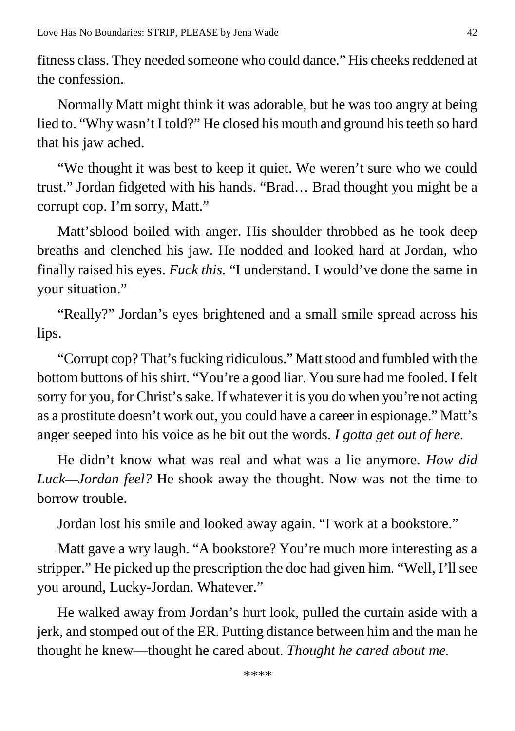fitness class. They needed someone who could dance." His cheeks reddened at the confession.

Normally Matt might think it was adorable, but he was too angry at being lied to. "Why wasn't I told?" He closed his mouth and ground his teeth so hard that his jaw ached.

"We thought it was best to keep it quiet. We weren't sure who we could trust." Jordan fidgeted with his hands. "Brad… Brad thought you might be a corrupt cop. I'm sorry, Matt."

Matt'sblood boiled with anger. His shoulder throbbed as he took deep breaths and clenched his jaw. He nodded and looked hard at Jordan, who finally raised his eyes. *Fuck this.* "I understand. I would've done the same in your situation."

"Really?" Jordan's eyes brightened and a small smile spread across his lips.

"Corrupt cop? That's fucking ridiculous." Matt stood and fumbled with the bottom buttons of his shirt. "You're a good liar. You sure had me fooled. I felt sorry for you, for Christ's sake. If whatever it is you do when you're not acting as a prostitute doesn't work out, you could have a career in espionage." Matt's anger seeped into his voice as he bit out the words. *I gotta get out of here.*

He didn't know what was real and what was a lie anymore. *How did Luck—Jordan feel?* He shook away the thought. Now was not the time to borrow trouble.

Jordan lost his smile and looked away again. "I work at a bookstore."

Matt gave a wry laugh. "A bookstore? You're much more interesting as a stripper." He picked up the prescription the doc had given him. "Well, I'll see you around, Lucky-Jordan. Whatever."

He walked away from Jordan's hurt look, pulled the curtain aside with a jerk, and stomped out of the ER. Putting distance between him and the man he thought he knew—thought he cared about. *Thought he cared about me.*

****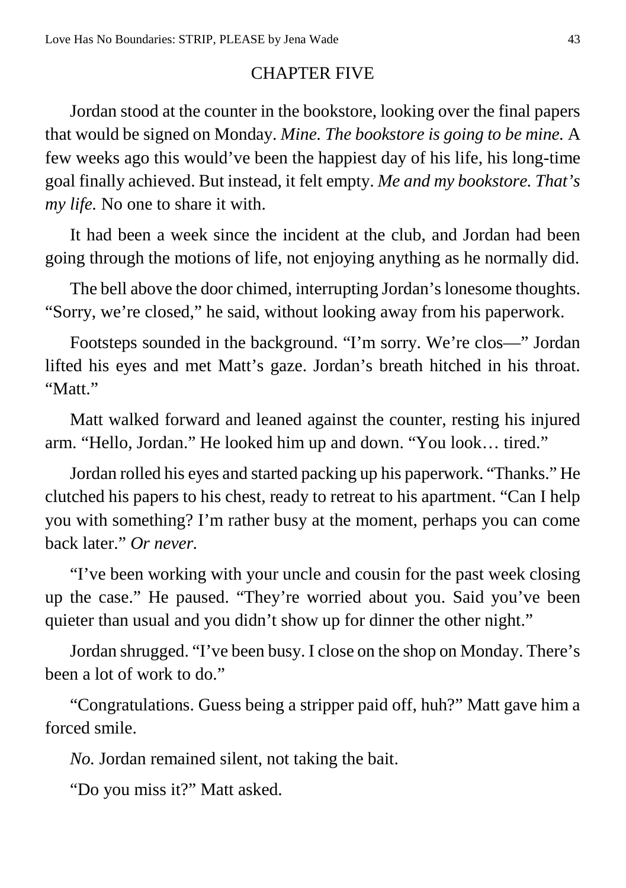## CHAPTER FIVE

Jordan stood at the counter in the bookstore, looking over the final papers that would be signed on Monday. *Mine. The bookstore is going to be mine.* A few weeks ago this would've been the happiest day of his life, his long-time goal finally achieved. But instead, it felt empty. *Me and my bookstore. That's my life.* No one to share it with.

It had been a week since the incident at the club, and Jordan had been going through the motions of life, not enjoying anything as he normally did.

The bell above the door chimed, interrupting Jordan's lonesome thoughts. "Sorry, we're closed," he said, without looking away from his paperwork.

Footsteps sounded in the background. "I'm sorry. We're clos—" Jordan lifted his eyes and met Matt's gaze. Jordan's breath hitched in his throat. "Matt."

Matt walked forward and leaned against the counter, resting his injured arm. "Hello, Jordan." He looked him up and down. "You look… tired."

Jordan rolled his eyes and started packing up his paperwork. "Thanks." He clutched his papers to his chest, ready to retreat to his apartment. "Can I help you with something? I'm rather busy at the moment, perhaps you can come back later." *Or never.*

"I've been working with your uncle and cousin for the past week closing up the case." He paused. "They're worried about you. Said you've been quieter than usual and you didn't show up for dinner the other night."

Jordan shrugged. "I've been busy. I close on the shop on Monday. There's been a lot of work to do."

"Congratulations. Guess being a stripper paid off, huh?" Matt gave him a forced smile.

*No.* Jordan remained silent, not taking the bait.

"Do you miss it?" Matt asked.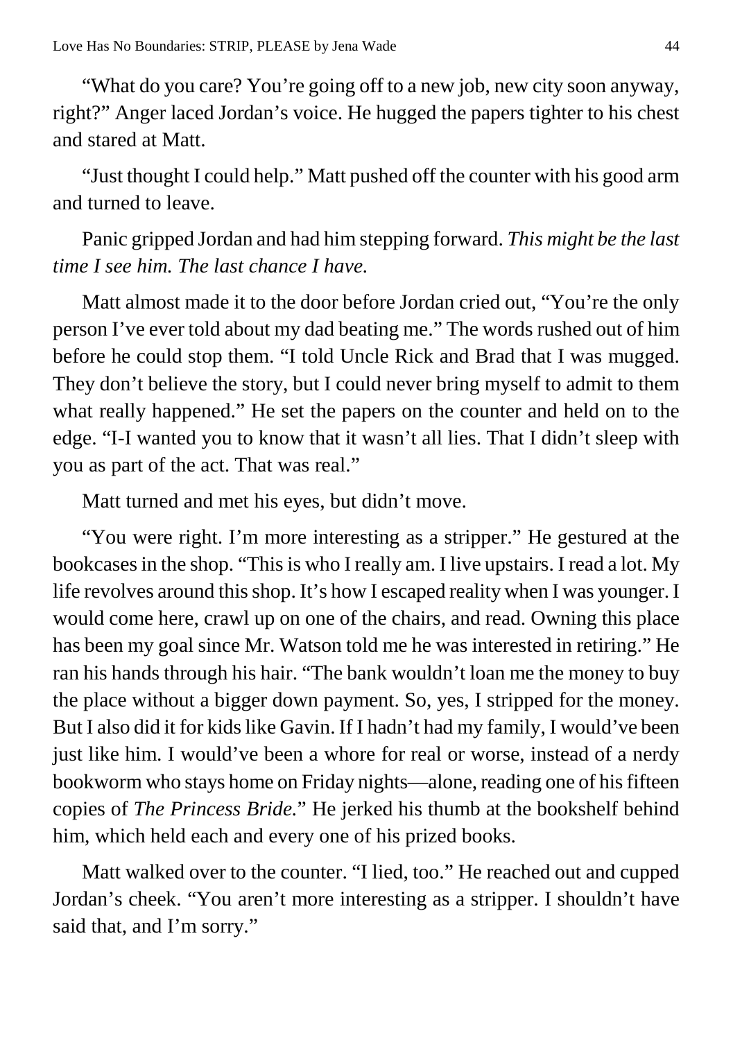"What do you care? You're going off to a new job, new city soon anyway, right?" Anger laced Jordan's voice. He hugged the papers tighter to his chest and stared at Matt.

"Just thought I could help." Matt pushed off the counter with his good arm and turned to leave.

Panic gripped Jordan and had him stepping forward. *This might be the last time I see him. The last chance I have.*

Matt almost made it to the door before Jordan cried out, "You're the only person I've ever told about my dad beating me." The words rushed out of him before he could stop them. "I told Uncle Rick and Brad that I was mugged. They don't believe the story, but I could never bring myself to admit to them what really happened." He set the papers on the counter and held on to the edge. "I-I wanted you to know that it wasn't all lies. That I didn't sleep with you as part of the act. That was real."

Matt turned and met his eyes, but didn't move.

"You were right. I'm more interesting as a stripper." He gestured at the bookcases in the shop. "This is who I really am. I live upstairs. I read a lot. My life revolves around this shop. It's how I escaped reality when I was younger. I would come here, crawl up on one of the chairs, and read. Owning this place has been my goal since Mr. Watson told me he was interested in retiring." He ran his hands through his hair. "The bank wouldn't loan me the money to buy the place without a bigger down payment. So, yes, I stripped for the money. But I also did it for kids like Gavin. If I hadn't had my family, I would've been just like him. I would've been a whore for real or worse, instead of a nerdy bookworm who stays home on Friday nights—alone, reading one of his fifteen copies of *The Princess Bride*." He jerked his thumb at the bookshelf behind him, which held each and every one of his prized books.

Matt walked over to the counter. "I lied, too." He reached out and cupped Jordan's cheek. "You aren't more interesting as a stripper. I shouldn't have said that, and I'm sorry."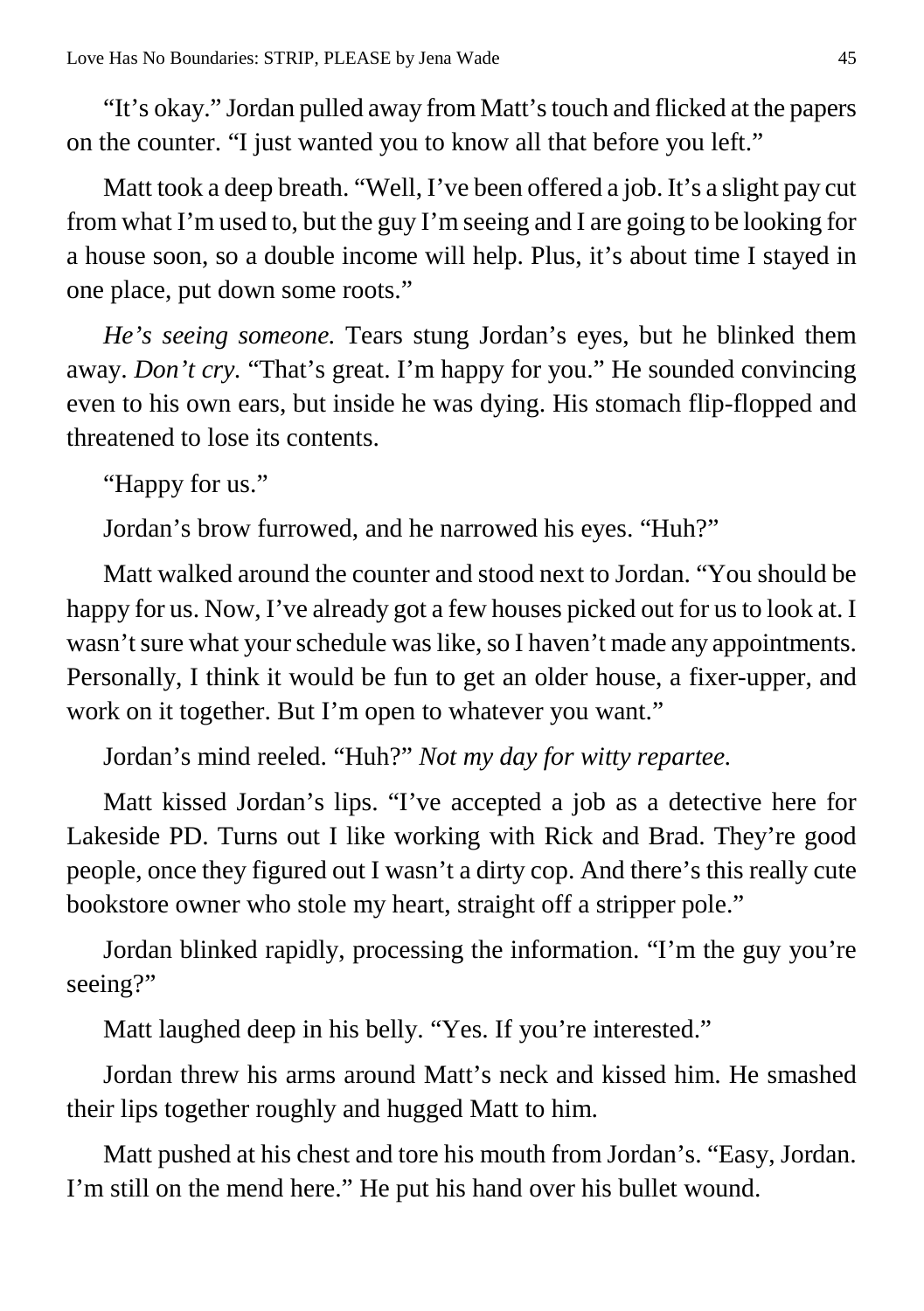"It's okay." Jordan pulled away from Matt's touch and flicked at the papers on the counter. "I just wanted you to know all that before you left."

Matt took a deep breath. "Well, I've been offered a job. It's a slight pay cut from what I'm used to, but the guy I'm seeing and I are going to be looking for a house soon, so a double income will help. Plus, it's about time I stayed in one place, put down some roots."

*He's seeing someone.* Tears stung Jordan's eyes, but he blinked them away. *Don't cry.* "That's great. I'm happy for you." He sounded convincing even to his own ears, but inside he was dying. His stomach flip-flopped and threatened to lose its contents.

"Happy for us."

Jordan's brow furrowed, and he narrowed his eyes. "Huh?"

Matt walked around the counter and stood next to Jordan. "You should be happy for us. Now, I've already got a few houses picked out for us to look at. I wasn't sure what your schedule was like, so I haven't made any appointments. Personally, I think it would be fun to get an older house, a fixer-upper, and work on it together. But I'm open to whatever you want."

Jordan's mind reeled. "Huh?" *Not my day for witty repartee.*

Matt kissed Jordan's lips. "I've accepted a job as a detective here for Lakeside PD. Turns out I like working with Rick and Brad. They're good people, once they figured out I wasn't a dirty cop. And there's this really cute bookstore owner who stole my heart, straight off a stripper pole."

Jordan blinked rapidly, processing the information. "I'm the guy you're seeing?"

Matt laughed deep in his belly. "Yes. If you're interested."

Jordan threw his arms around Matt's neck and kissed him. He smashed their lips together roughly and hugged Matt to him.

Matt pushed at his chest and tore his mouth from Jordan's. "Easy, Jordan. I'm still on the mend here." He put his hand over his bullet wound.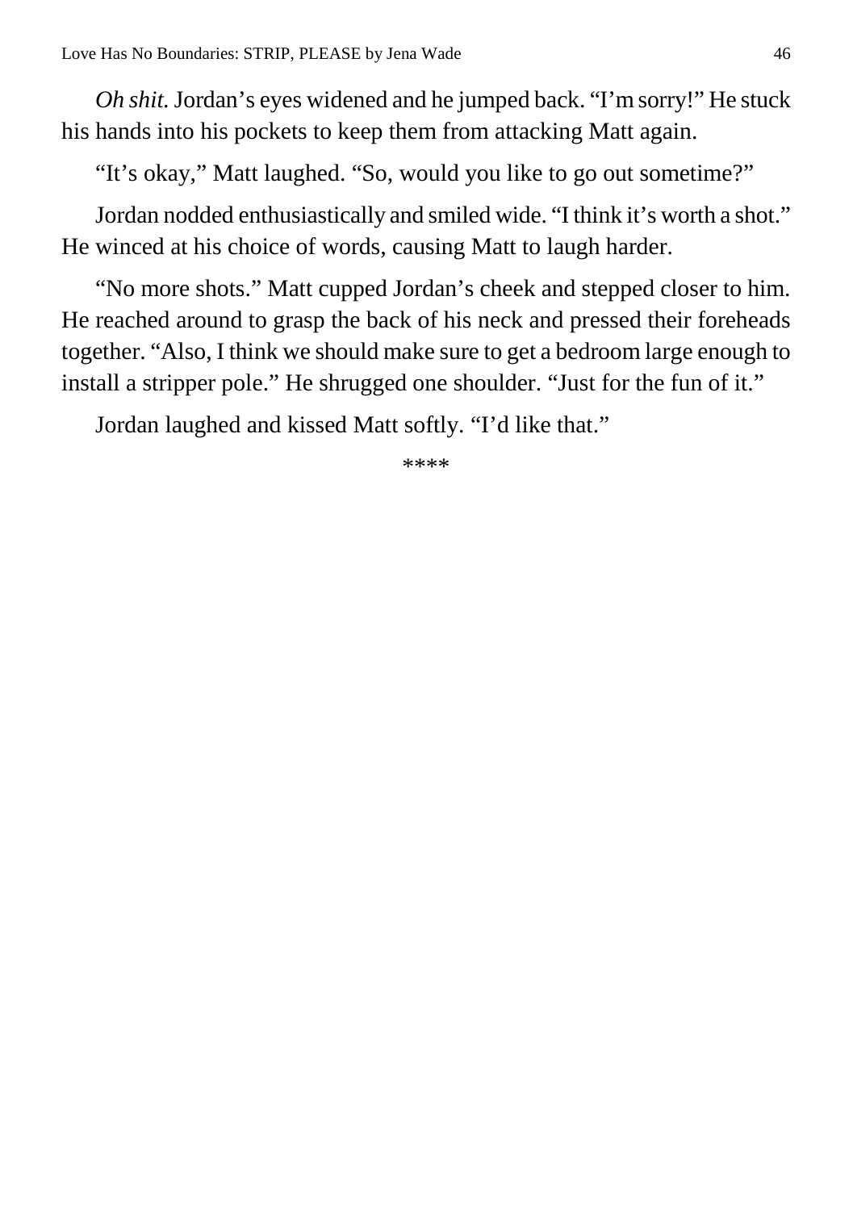*Oh shit.* Jordan’s eyes widened and he jumped back. “I’m sorry!” He stuck his hands into his pockets to keep them from attacking Matt again.

“It’s okay,” Matt laughed. “So, would you like to go out sometime?”

Jordan nodded enthusiastically and smiled wide. “I think it’s worth a shot.” He winced at his choice of words, causing Matt to laugh harder.

“No more shots.” Matt cupped Jordan’s cheek and stepped closer to him. He reached around to grasp the back of his neck and pressed their foreheads together. “Also, I think we should make sure to get a bedroom large enough to install a stripper pole.” He shrugged one shoulder. “Just for the fun of it.”

Jordan laughed and kissed Matt softly. “I’d like that.”

****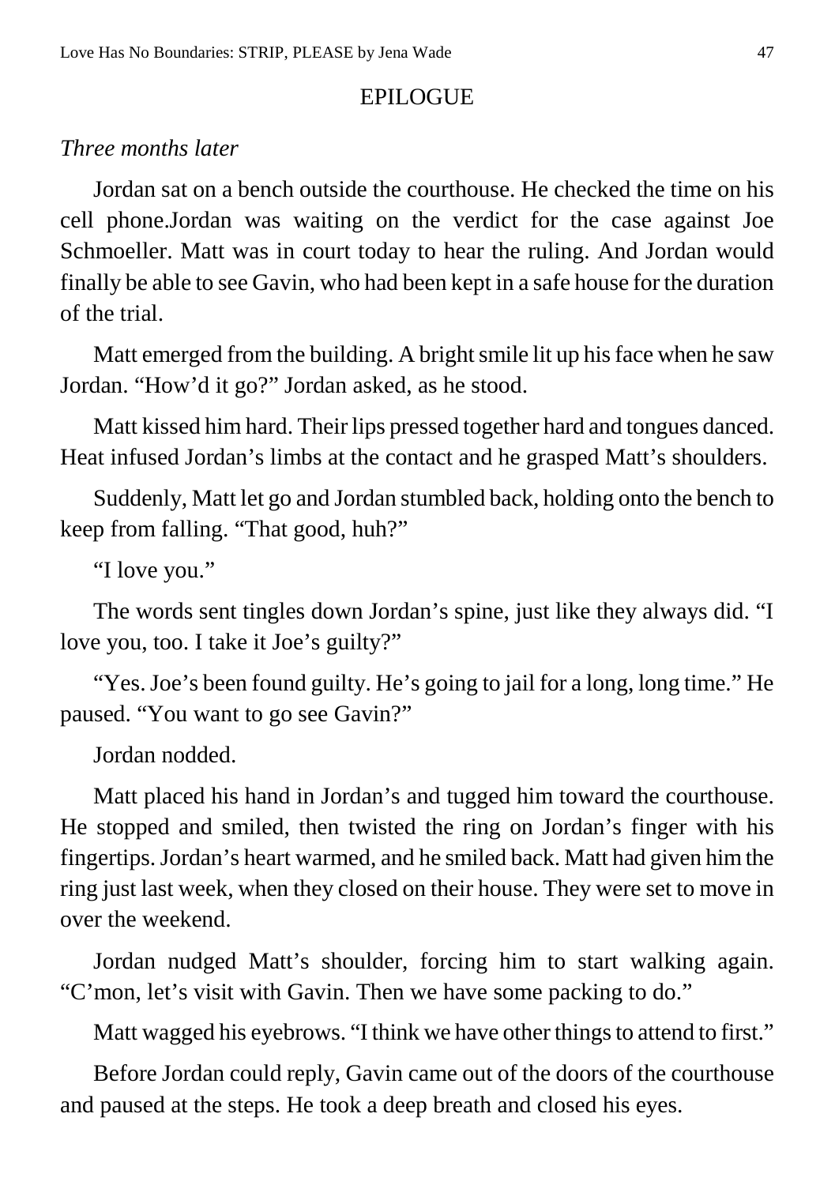# EPILOGUE

*Three months later*

Jordan sat on a bench outside the courthouse. He checked the time on his cell phone.Jordan was waiting on the verdict for the case against Joe Schmoeller. Matt was in court today to hear the ruling. And Jordan would finally be able to see Gavin, who had been kept in a safe house for the duration of the trial.

Matt emerged from the building. A bright smile lit up his face when he saw Jordan. "How'd it go?" Jordan asked, as he stood.

Matt kissed him hard. Their lips pressed together hard and tongues danced. Heat infused Jordan's limbs at the contact and he grasped Matt's shoulders.

Suddenly, Matt let go and Jordan stumbled back, holding onto the bench to keep from falling. "That good, huh?"

"I love you."

The words sent tingles down Jordan's spine, just like they always did. "I love you, too. I take it Joe's guilty?"

"Yes. Joe's been found guilty. He's going to jail for a long, long time." He paused. "You want to go see Gavin?"

Jordan nodded.

Matt placed his hand in Jordan's and tugged him toward the courthouse. He stopped and smiled, then twisted the ring on Jordan's finger with his fingertips. Jordan's heart warmed, and he smiled back. Matt had given him the ring just last week, when they closed on their house. They were set to move in over the weekend.

Jordan nudged Matt's shoulder, forcing him to start walking again. "C'mon, let's visit with Gavin. Then we have some packing to do."

Matt wagged his eyebrows. "I think we have other things to attend to first."

Before Jordan could reply, Gavin came out of the doors of the courthouse and paused at the steps. He took a deep breath and closed his eyes.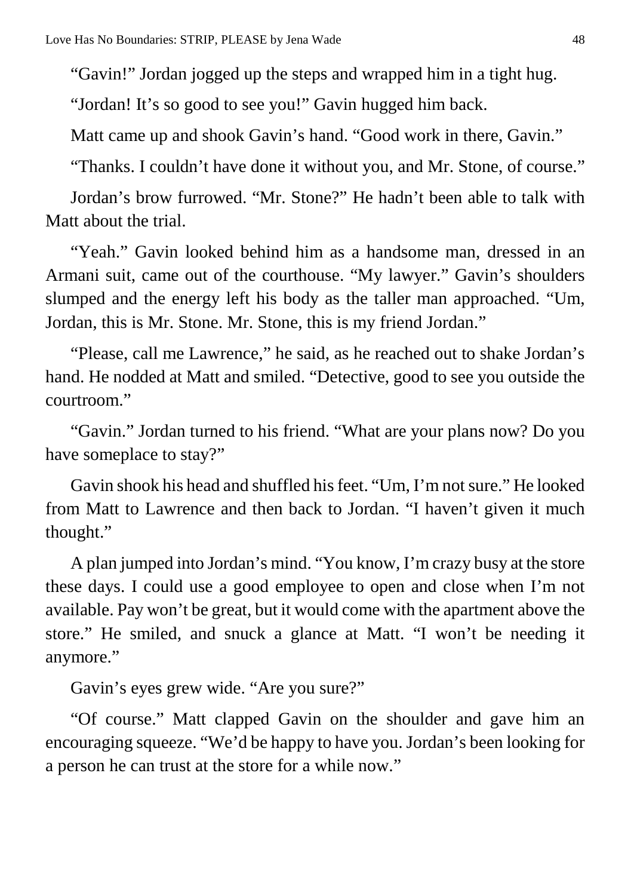"Gavin!" Jordan jogged up the steps and wrapped him in a tight hug.

"Jordan! It's so good to see you!" Gavin hugged him back.

Matt came up and shook Gavin's hand. "Good work in there, Gavin."

"Thanks. I couldn't have done it without you, and Mr. Stone, of course."

Jordan's brow furrowed. "Mr. Stone?" He hadn't been able to talk with Matt about the trial.

"Yeah." Gavin looked behind him as a handsome man, dressed in an Armani suit, came out of the courthouse. "My lawyer." Gavin's shoulders slumped and the energy left his body as the taller man approached. "Um, Jordan, this is Mr. Stone. Mr. Stone, this is my friend Jordan."

"Please, call me Lawrence," he said, as he reached out to shake Jordan's hand. He nodded at Matt and smiled. "Detective, good to see you outside the courtroom."

"Gavin." Jordan turned to his friend. "What are your plans now? Do you have someplace to stay?"

Gavin shook his head and shuffled his feet. "Um, I'm not sure." He looked from Matt to Lawrence and then back to Jordan. "I haven't given it much thought."

A plan jumped into Jordan's mind. "You know, I'm crazy busy at the store these days. I could use a good employee to open and close when I'm not available. Pay won't be great, but it would come with the apartment above the store." He smiled, and snuck a glance at Matt. "I won't be needing it anymore."

Gavin's eyes grew wide. "Are you sure?"

"Of course." Matt clapped Gavin on the shoulder and gave him an encouraging squeeze. "We'd be happy to have you. Jordan's been looking for a person he can trust at the store for a while now."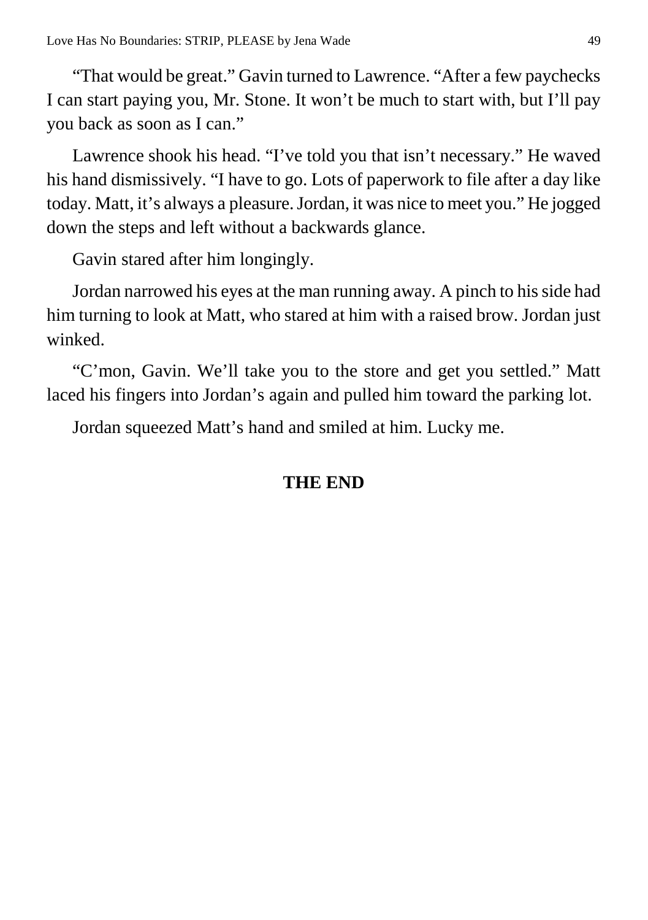"That would be great." Gavin turned to Lawrence. "After a few paychecks I can start paying you, Mr. Stone. It won't be much to start with, but I'll pay you back as soon as I can."

Lawrence shook his head. "I've told you that isn't necessary." He waved his hand dismissively. "I have to go. Lots of paperwork to file after a day like today. Matt, it's always a pleasure. Jordan, it was nice to meet you." He jogged down the steps and left without a backwards glance.

Gavin stared after him longingly.

Jordan narrowed his eyes at the man running away. A pinch to his side had him turning to look at Matt, who stared at him with a raised brow. Jordan just winked.

"C'mon, Gavin. We'll take you to the store and get you settled." Matt laced his fingers into Jordan's again and pulled him toward the parking lot.

Jordan squeezed Matt's hand and smiled at him. Lucky me.

**THE END**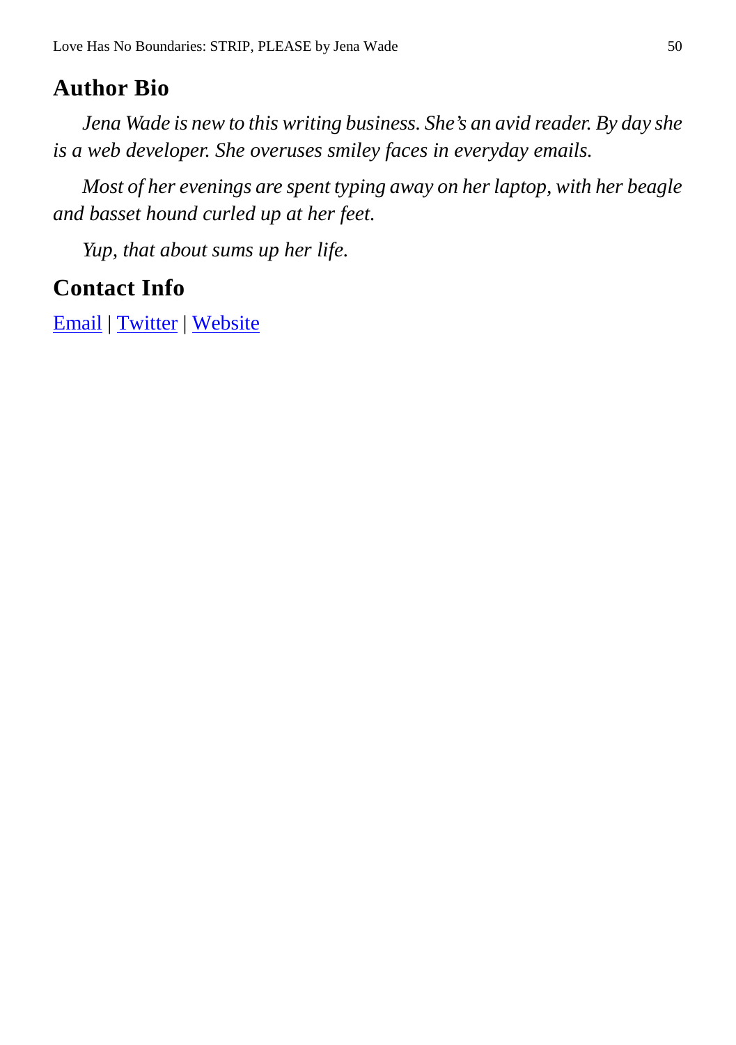## Author Bio

*Jena Wade is new to this writing business. She's an avid reader. By day she is a web developer. She overuses smiley faces in everyday emails.*

*Most of her evenings are spent typing away on her laptop, with her beagle and basset hound curled up at her feet.*

*Yup, that about sums up her life.*

## Contact Info

Email | Twitter | Website